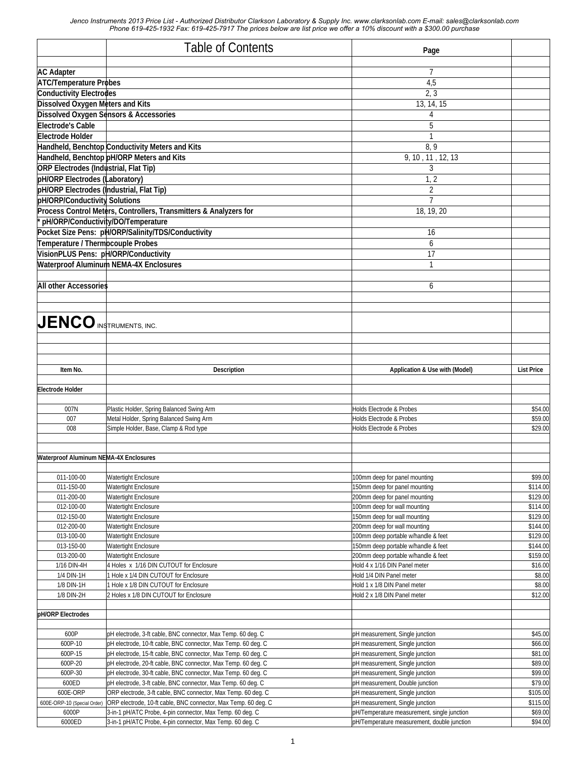Jenco Instruments 2013 Price List - Authorized Distributor Clarkson Laboratory & Supply Inc. www.clarksonlab.com E-mail: sales@clarksonlab.com
Phone 619-425-1932 Fax: 619-425-7917 The prices below are list price we offer a 10% discount with a $300.00 purchase

# Table of Contents

| Table of Contents | Page |
|---|---|
| **AC Adapter** | 7 |
| **ATC/Temperature Probes** | 4,5 |
| **Conductivity Electrodes** | 2, 3 |
| **Dissolved Oxygen Meters and Kits** | 13, 14, 15 |
| **Dissolved Oxygen Sensors & Accessories** | 4 |
| **Electrode's Cable** | 5 |
| **Electrode Holder** | 1 |
| **Handheld, Benchtop Conductivity Meters and Kits** | 8, 9 |
| **Handheld, Benchtop pH/ORP Meters and Kits** | 9, 10 , 11 , 12, 13 |
| **ORP Electrodes (Industrial, Flat Tip)** | 3 |
| **pH/ORP Electrodes (Laboratory)** | 1, 2 |
| **pH/ORP Electrodes (Industrial, Flat Tip)** | 2 |
| **pH/ORP/Conductivity Solutions** | 7 |
| **Process Control Meters, Controllers, Transmitters & Analyzers for** | 18, 19, 20 |
| *** pH/ORP/Conductivity/DO/Temperature** | |
| **Pocket Size Pens: pH/ORP/Salinity/TDS/Conductivity** | 16 |
| **Temperature / Thermocouple Probes** | 6 |
| **VisionPLUS Pens: pH/ORP/Conductivity** | 17 |
| **Waterproof Aluminum NEMA-4X Enclosures** | 1 |
| **All other Accessories** | 6 |

**JENCO** INSTRUMENTS, INC.

| Item No. | Description | Application & Use with (Model) | List Price |
|---|---|---|---|
| **Electrode Holder** | | | |
| 007N | Plastic Holder, Spring Balanced Swing Arm | Holds Electrode & Probes | $54.00 |
| 007 | Metal Holder, Spring Balanced Swing Arm | Holds Electrode & Probes | $59.00 |
| 008 | Simple Holder, Base, Clamp & Rod type | Holds Electrode & Probes | $29.00 |
| **Waterproof Aluminum NEMA-4X Enclosures** | | | |
| 011-100-00 | Watertight Enclosure | 100mm deep for panel mounting | $99.00 |
| 011-150-00 | Watertight Enclosure | 150mm deep for panel mounting | $114.00 |
| 011-200-00 | Watertight Enclosure | 200mm deep for panel mounting | $129.00 |
| 012-100-00 | Watertight Enclosure | 100mm deep for wall mounting | $114.00 |
| 012-150-00 | Watertight Enclosure | 150mm deep for wall mounting | $129.00 |
| 012-200-00 | Watertight Enclosure | 200mm deep for wall mounting | $144.00 |
| 013-100-00 | Watertight Enclosure | 100mm deep portable w/handle & feet | $129.00 |
| 013-150-00 | Watertight Enclosure | 150mm deep portable w/handle & feet | $144.00 |
| 013-200-00 | Watertight Enclosure | 200mm deep portable w/handle & feet | $159.00 |
| 1/16 DIN-4H | 4 Holes x 1/16 DIN CUTOUT for Enclosure | Hold 4 x 1/16 DIN Panel meter | $16.00 |
| 1/4 DIN-1H | 1 Hole x 1/4 DIN CUTOUT for Enclosure | Hold 1/4 DIN Panel meter | $8.00 |
| 1/8 DIN-1H | 1 Hole x 1/8 DIN CUTOUT for Enclosure | Hold 1 x 1/8 DIN Panel meter | $8.00 |
| 1/8 DIN-2H | 2 Holes x 1/8 DIN CUTOUT for Enclosure | Hold 2 x 1/8 DIN Panel meter | $12.00 |
| **pH/ORP Electrodes** | | | |
| 600P | pH electrode, 3-ft cable, BNC connector, Max Temp. 60 deg. C | pH measurement, Single junction | $45.00 |
| 600P-10 | pH electrode, 10-ft cable, BNC connector, Max Temp. 60 deg. C | pH measurement, Single junction | $66.00 |
| 600P-15 | pH electrode, 15-ft cable, BNC connector, Max Temp. 60 deg. C | pH measurement, Single junction | $81.00 |
| 600P-20 | pH electrode, 20-ft cable, BNC connector, Max Temp. 60 deg. C | pH measurement, Single junction | $89.00 |
| 600P-30 | pH electrode, 30-ft cable, BNC connector, Max Temp. 60 deg. C | pH measurement, Single junction | $99.00 |
| 600ED | pH electrode, 3-ft cable, BNC connector, Max Temp. 60 deg. C | pH measurement, Double junction | $79.00 |
| 600E-ORP | ORP electrode, 3-ft cable, BNC connector, Max Temp. 60 deg. C | pH measurement, Single junction | $105.00 |
| 600E-ORP-10 (Special Order) | ORP electrode, 10-ft cable, BNC connector, Max Temp. 60 deg. C | pH measurement, Single junction | $115.00 |
| 6000P | 3-in-1 pH/ATC Probe, 4-pin connector, Max Temp. 60 deg. C | pH/Temperature measurement, single junction | $69.00 |
| 6000ED | 3-in-1 pH/ATC Probe, 4-pin connector, Max Temp. 60 deg. C | pH/Temperature measurement, double junction | $94.00 |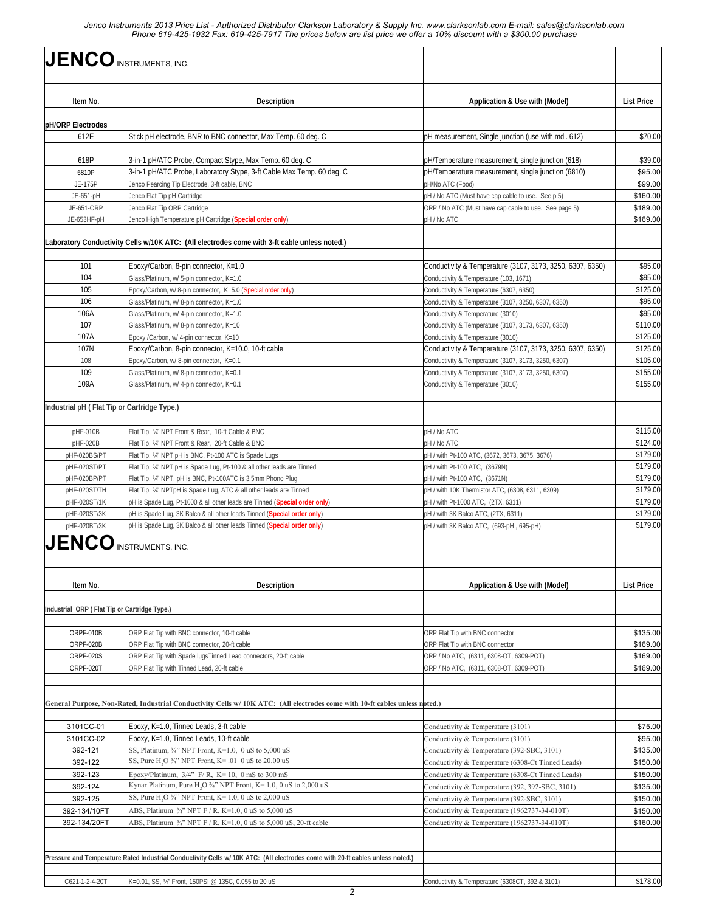Jenco Instruments 2013 Price List - Authorized Distributor Clarkson Laboratory & Supply Inc. www.clarksonlab.com E-mail: sales@clarksonlab.com
Phone 619-425-1932 Fax: 619-425-7917 The prices below are list price we offer a 10% discount with a $300.00 purchase

# JENCO INSTRUMENTS, INC.

| Item No. | Description | Application & Use with (Model) | List Price |
|---|---|---|---|
| **pH/ORP Electrodes** | | | |
| 612E | Stick pH electrode, BNR to BNC connector, Max Temp. 60 deg. C | pH measurement, Single junction (use with mdl. 612) | $70.00 |
| 618P | 3-in-1 pH/ATC Probe, Compact Stype, Max Temp. 60 deg. C | pH/Temperature measurement, single junction (618) | $39.00 |
| 6810P | 3-in-1 pH/ATC Probe, Laboratory Stype, 3-ft Cable Max Temp. 60 deg. C | pH/Temperature measurement, single junction (6810) | $95.00 |
| JE-175P | Jenco Pearcing Tip Electrode, 3-ft cable, BNC | pH/No ATC (Food) | $99.00 |
| JE-651-pH | Jenco Flat Tip pH Cartridge | pH / No ATC (Must have cap cable to use. See p.5) | $160.00 |
| JE-651-ORP | Jenco Flat Tip ORP Cartridge | ORP / No ATC (Must have cap cable to use. See page 5) | $189.00 |
| JE-653HF-pH | Jenco High Temperature pH Cartridge (Special order only) | pH / No ATC | $169.00 |
| **Laboratory Conductivity Cells w/10K ATC: (All electrodes come with 3-ft cable unless noted.)** | | | |
| 101 | Epoxy/Carbon, 8-pin connector, K=1.0 | Conductivity & Temperature (3107, 3173, 3250, 6307, 6350) | $95.00 |
| 104 | Glass/Platinum, w/ 5-pin connector, K=1.0 | Conductivity & Temperature (103, 1671) | $95.00 |
| 105 | Epoxy/Carbon, w/ 8-pin connector, K=5.0 (Special order only) | Conductivity & Temperature (6307, 6350) | $125.00 |
| 106 | Glass/Platinum, w/ 8-pin connector, K=1.0 | Conductivity & Temperature (3107, 3250, 6307, 6350) | $95.00 |
| 106A | Glass/Platinum, w/ 4-pin connector, K=1.0 | Conductivity & Temperature (3010) | $95.00 |
| 107 | Glass/Platinum, w/ 8-pin connector, K=10 | Conductivity & Temperature (3107, 3173, 6307, 6350) | $110.00 |
| 107A | Epoxy /Carbon, w/ 4-pin connector, K=10 | Conductivity & Temperature (3010) | $125.00 |
| 107N | Epoxy/Carbon, 8-pin connector, K=10.0, 10-ft cable | Conductivity & Temperature (3107, 3173, 3250, 6307, 6350) | $125.00 |
| 108 | Epoxy/Carbon, w/ 8-pin connector, K=0.1 | Conductivity & Temperature (3107, 3173, 3250, 6307) | $105.00 |
| 109 | Glass/Platinum, w/ 8-pin connector, K=0.1 | Conductivity & Temperature (3107, 3173, 3250, 6307) | $155.00 |
| 109A | Glass/Platinum, w/ 4-pin connector, K=0.1 | Conductivity & Temperature (3010) | $155.00 |
| **Industrial pH ( Flat Tip or Cartridge Type.)** | | | |
| pHF-010B | Flat Tip, ¾" NPT Front & Rear, 10-ft Cable & BNC | pH / No ATC | $115.00 |
| pHF-020B | Flat Tip, ¾" NPT Front & Rear, 20-ft Cable & BNC | pH / No ATC | $124.00 |
| pHF-020BS/PT | Flat Tip, ¾" NPT pH is BNC, Pt-100 ATC is Spade Lugs | pH / with Pt-100 ATC, (3672, 3673, 3675, 3676) | $179.00 |
| pHF-020ST/PT | Flat Tip, ¾" NPT,pH is Spade Lug, Pt-100 & all other leads are Tinned | pH / with Pt-100 ATC, (3679N) | $179.00 |
| pHF-020BP/PT | Flat Tip, ¾" NPT, pH is BNC, Pt-100ATC is 3.5mm Phono Plug | pH / with Pt-100 ATC, (3671N) | $179.00 |
| pHF-020ST/TH | Flat Tip, ¾" NPTpH is Spade Lug, ATC & all other leads are Tinned | pH / with 10K Thermistor ATC, (6308, 6311, 6309) | $179.00 |
| pHF-020ST/1K | pH is Spade Lug, Pt-1000 & all other leads are Tinned (Special order only) | pH / with Pt-1000 ATC, (2TX, 6311) | $179.00 |
| pHF-020ST/3K | pH is Spade Lug, 3K Balco & all other leads Tinned (Special order only) | pH / with 3K Balco ATC, (2TX, 6311) | $179.00 |
| pHF-020BT/3K | pH is Spade Lug, 3K Balco & all other leads Tinned (Special order only) | pH / with 3K Balco ATC, (693-pH , 695-pH) | $179.00 |

# JENCO INSTRUMENTS, INC.

| Item No. | Description | Application & Use with (Model) | List Price |
|---|---|---|---|
| **Industrial ORP ( Flat Tip or Cartridge Type.)** | | | |
| ORPF-010B | ORP Flat Tip with BNC connector, 10-ft cable | ORP Flat Tip with BNC connector | $135.00 |
| ORPF-020B | ORP Flat Tip with BNC connector, 20-ft cable | ORP Flat Tip with BNC connector | $169.00 |
| ORPF-020S | ORP Flat Tip with Spade lugsTinned Lead connectors, 20-ft cable | ORP / No ATC, (6311, 6308-OT, 6309-POT) | $169.00 |
| ORPF-020T | ORP Flat Tip with Tinned Lead, 20-ft cable | ORP / No ATC, (6311, 6308-OT, 6309-POT) | $169.00 |
| **General Purpose, Non-Rated, Industrial Conductivity Cells w/ 10K ATC: (All electrodes come with 10-ft cables unless noted.)** | | | |
| 3101CC-01 | Epoxy, K=1.0, Tinned Leads, 3-ft cable | Conductivity & Temperature (3101) | $75.00 |
| 3101CC-02 | Epoxy, K=1.0, Tinned Leads, 10-ft cable | Conductivity & Temperature (3101) | $95.00 |
| 392-121 | SS, Platinum, ¾" NPT Front, K=1.0, 0 uS to 5,000 uS | Conductivity & Temperature (392-SBC, 3101) | $135.00 |
| 392-122 | SS, Pure $H_2O$ ¾" NPT Front, K= .01 0 uS to 20.00 uS | Conductivity & Temperature (6308-Ct Tinned Leads) | $150.00 |
| 392-123 | Epoxy/Platinum, 3/4" F/ R, K= 10, 0 mS to 300 mS | Conductivity & Temperature (6308-Ct Tinned Leads) | $150.00 |
| 392-124 | Kynar Platinum, Pure $H_2O$ ¾" NPT Front, K= 1.0, 0 uS to 2,000 uS | Conductivity & Temperature (392, 392-SBC, 3101) | $135.00 |
| 392-125 | SS, Pure $H_2O$ ¾" NPT Front, K= 1.0, 0 uS to 2,000 uS | Conductivity & Temperature (392-SBC, 3101) | $150.00 |
| 392-134/10FT | ABS, Platinum ¾" NPT F / R, K=1.0, 0 uS to 5,000 uS | Conductivity & Temperature (1962737-34-010T) | $150.00 |
| 392-134/20FT | ABS, Platinum ¾" NPT F / R, K=1.0, 0 uS to 5,000 uS, 20-ft cable | Conductivity & Temperature (1962737-34-010T) | $160.00 |
| **Pressure and Temperature Rated Industrial Conductivity Cells w/ 10K ATC: (All electrodes come with 20-ft cables unless noted.)** | | | |
| C621-1-2-4-20T | K=0.01, SS, ¾" Front, 150PSI @ 135C, 0.055 to 20 uS | Conductivity & Temperature (6308CT, 392 & 3101) | $178.00 |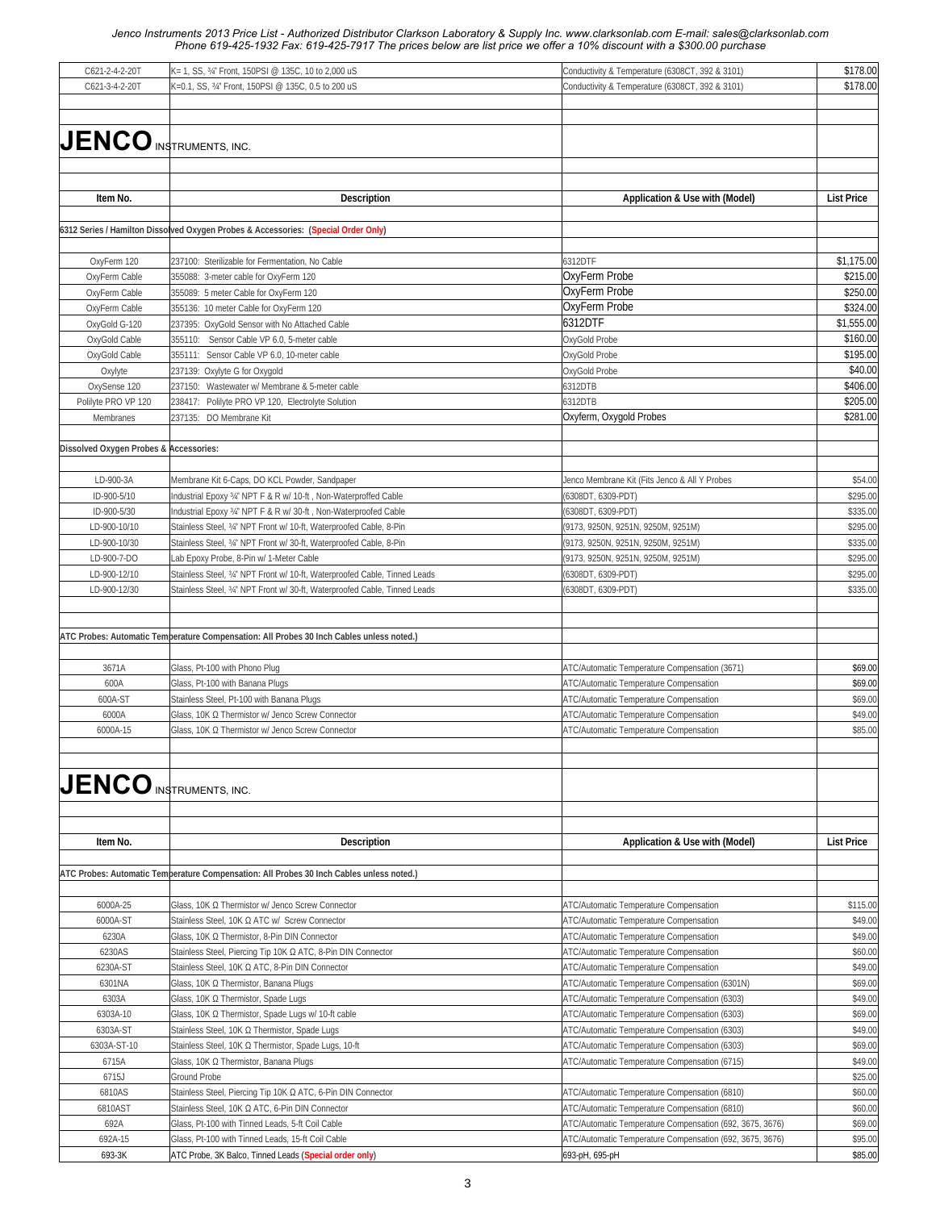| | | | |
|---|---|---|---|
| C621-2-4-2-20T | K= 1, SS, ¾" Front, 150PSI @ 135C, 10 to 2,000 uS | Conductivity & Temperature (6308CT, 392 & 3101) | $178.00 |
| C621-3-4-2-20T | K=0.1, SS, ¾" Front, 150PSI @ 135C, 0.5 to 200 uS | Conductivity & Temperature (6308CT, 392 & 3101) | $178.00 |

# JENCO INSTRUMENTS, INC.

| Item No. | Description | Application & Use with (Model) | List Price |
|---|---|---|---|
| **6312 Series / Hamilton Dissolved Oxygen Probes & Accessories: (Special Order Only)** | | | |
| OxyFerm 120 | 237100: Sterilizable for Fermentation, No Cable | 6312DTF | $1,175.00 |
| OxyFerm Cable | 355088: 3-meter cable for OxyFerm 120 | OxyFerm Probe | $215.00 |
| OxyFerm Cable | 355089: 5 meter Cable for OxyFerm 120 | OxyFerm Probe | $250.00 |
| OxyFerm Cable | 355136: 10 meter Cable for OxyFerm 120 | OxyFerm Probe | $324.00 |
| OxyGold G-120 | 237395: OxyGold Sensor with No Attached Cable | 6312DTF | $1,555.00 |
| OxyGold Cable | 355110: Sensor Cable VP 6.0, 5-meter cable | OxyGold Probe | $160.00 |
| OxyGold Cable | 355111: Sensor Cable VP 6.0, 10-meter cable | OxyGold Probe | $195.00 |
| Oxylyte | 237139: Oxylyte G for Oxygold | OxyGold Probe | $40.00 |
| OxySense 120 | 237150: Wastewater w/ Membrane & 5-meter cable | 6312DTB | $406.00 |
| Polilyte PRO VP 120 | 238417: Polilyte PRO VP 120, Electrolyte Solution | 6312DTB | $205.00 |
| Membranes | 237135: DO Membrane Kit | Oxyferm, Oxygold Probes | $281.00 |
| **Dissolved Oxygen Probes & Accessories:** | | | |
| LD-900-3A | Membrane Kit 6-Caps, DO KCL Powder, Sandpaper | Jenco Membrane Kit (Fits Jenco & All Y Probes | $54.00 |
| ID-900-5/10 | Industrial Epoxy ¾" NPT F & R w/ 10-ft , Non-Waterproffed Cable | (6308DT, 6309-PDT) | $295.00 |
| ID-900-5/30 | Industrial Epoxy ¾" NPT F & R w/ 30-ft , Non-Waterproofed Cable | (6308DT, 6309-PDT) | $335.00 |
| LD-900-10/10 | Stainless Steel, ¾" NPT Front w/ 10-ft, Waterproofed Cable, 8-Pin | (9173, 9250N, 9251N, 9250M, 9251M) | $295.00 |
| LD-900-10/30 | Stainless Steel, ¾" NPT Front w/ 30-ft, Waterproofed Cable, 8-Pin | (9173, 9250N, 9251N, 9250M, 9251M) | $335.00 |
| LD-900-7-DO | Lab Epoxy Probe, 8-Pin w/ 1-Meter Cable | (9173, 9250N, 9251N, 9250M, 9251M) | $295.00 |
| LD-900-12/10 | Stainless Steel, ¾" NPT Front w/ 10-ft, Waterproofed Cable, Tinned Leads | (6308DT, 6309-PDT) | $295.00 |
| LD-900-12/30 | Stainless Steel, ¾" NPT Front w/ 30-ft, Waterproofed Cable, Tinned Leads | (6308DT, 6309-PDT) | $335.00 |
| **ATC Probes: Automatic Temperature Compensation: All Probes 30 Inch Cables unless noted.)** | | | |
| 3671A | Glass, Pt-100 with Phono Plug | ATC/Automatic Temperature Compensation (3671) | $69.00 |
| 600A | Glass, Pt-100 with Banana Plugs | ATC/Automatic Temperature Compensation | $69.00 |
| 600A-ST | Stainless Steel, Pt-100 with Banana Plugs | ATC/Automatic Temperature Compensation | $69.00 |
| 6000A | Glass, 10K Ω Thermistor w/ Jenco Screw Connector | ATC/Automatic Temperature Compensation | $49.00 |
| 6000A-15 | Glass, 10K Ω Thermistor w/ Jenco Screw Connector | ATC/Automatic Temperature Compensation | $85.00 |

# JENCO INSTRUMENTS, INC.

| Item No. | Description | Application & Use with (Model) | List Price |
|---|---|---|---|
| **ATC Probes: Automatic Temperature Compensation: All Probes 30 Inch Cables unless noted.)** | | | |
| 6000A-25 | Glass, 10K Ω Thermistor w/ Jenco Screw Connector | ATC/Automatic Temperature Compensation | $115.00 |
| 6000A-ST | Stainless Steel, 10K Ω ATC w/ Screw Connector | ATC/Automatic Temperature Compensation | $49.00 |
| 6230A | Glass, 10K Ω Thermistor, 8-Pin DIN Connector | ATC/Automatic Temperature Compensation | $49.00 |
| 6230AS | Stainless Steel, Piercing Tip 10K Ω ATC, 8-Pin DIN Connector | ATC/Automatic Temperature Compensation | $60.00 |
| 6230A-ST | Stainless Steel, 10K Ω ATC, 8-Pin DIN Connector | ATC/Automatic Temperature Compensation | $49.00 |
| 6301NA | Glass, 10K Ω Thermistor, Banana Plugs | ATC/Automatic Temperature Compensation (6301N) | $69.00 |
| 6303A | Glass, 10K Ω Thermistor, Spade Lugs | ATC/Automatic Temperature Compensation (6303) | $49.00 |
| 6303A-10 | Glass, 10K Ω Thermistor, Spade Lugs w/ 10-ft cable | ATC/Automatic Temperature Compensation (6303) | $69.00 |
| 6303A-ST | Stainless Steel, 10K Ω Thermistor, Spade Lugs | ATC/Automatic Temperature Compensation (6303) | $49.00 |
| 6303A-ST-10 | Stainless Steel, 10K Ω Thermistor, Spade Lugs, 10-ft | ATC/Automatic Temperature Compensation (6303) | $69.00 |
| 6715A | Glass, 10K Ω Thermistor, Banana Plugs | ATC/Automatic Temperature Compensation (6715) | $49.00 |
| 6715J | Ground Probe | | $25.00 |
| 6810AS | Stainless Steel, Piercing Tip 10K Ω ATC, 6-Pin DIN Connector | ATC/Automatic Temperature Compensation (6810) | $60.00 |
| 6810AST | Stainless Steel, 10K Ω ATC, 6-Pin DIN Connector | ATC/Automatic Temperature Compensation (6810) | $60.00 |
| 692A | Glass, Pt-100 with Tinned Leads, 5-ft Coil Cable | ATC/Automatic Temperature Compensation (692, 3675, 3676) | $69.00 |
| 692A-15 | Glass, Pt-100 with Tinned Leads, 15-ft Coil Cable | ATC/Automatic Temperature Compensation (692, 3675, 3676) | $95.00 |
| 693-3K | ATC Probe, 3K Balco, Tinned Leads (Special order only) | 693-pH, 695-pH | $85.00 |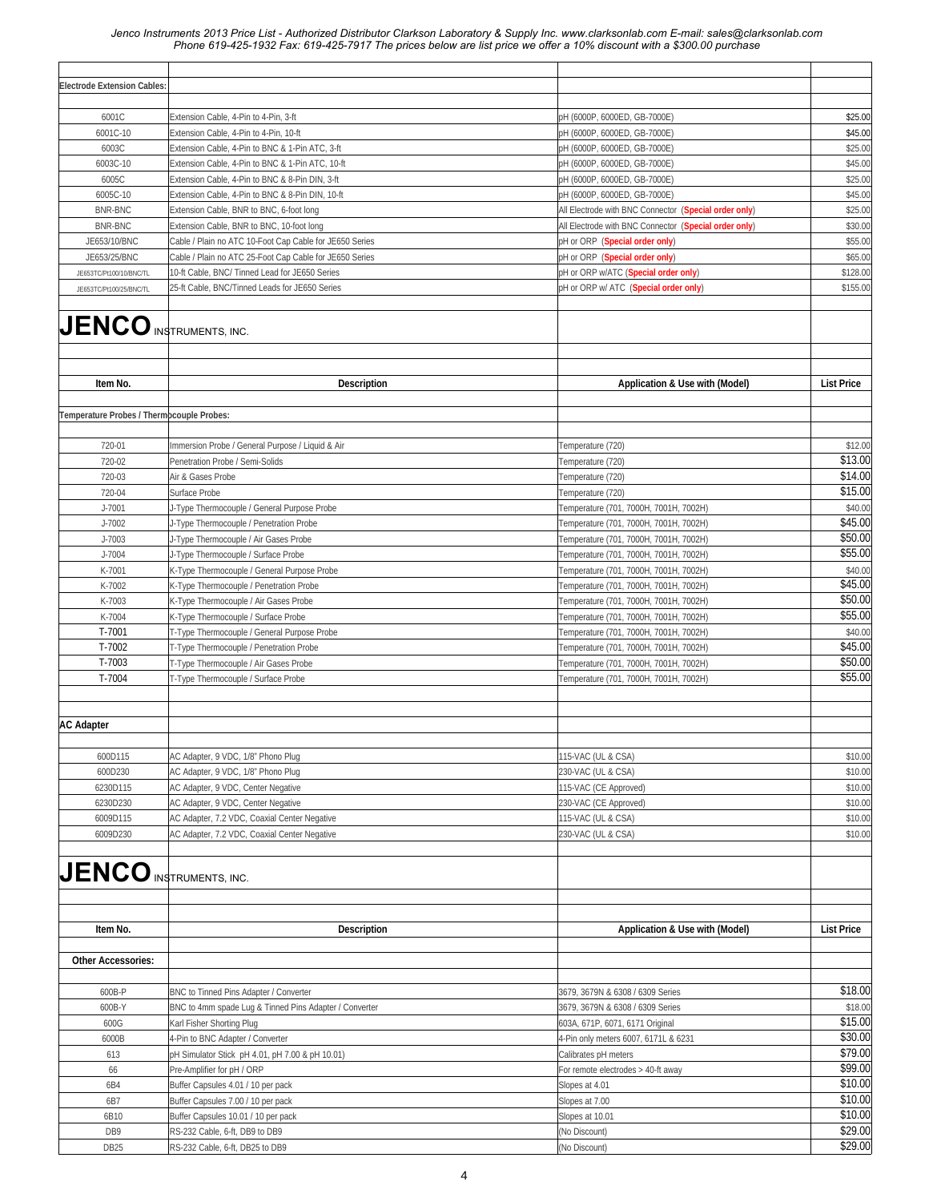Jenco Instruments 2013 Price List - Authorized Distributor Clarkson Laboratory & Supply Inc. www.clarksonlab.com E-mail: sales@clarksonlab.com Phone 619-425-1932 Fax: 619-425-7917 The prices below are list price we offer a 10% discount with a $300.00 purchase

| | | | |
|---|---|---|---|
| **Electrode Extension Cables:** | | | |
| 6001C | Extension Cable, 4-Pin to 4-Pin, 3-ft | pH (6000P, 6000ED, GB-7000E) | $25.00 |
| 6001C-10 | Extension Cable, 4-Pin to 4-Pin, 10-ft | pH (6000P, 6000ED, GB-7000E) | $45.00 |
| 6003C | Extension Cable, 4-Pin to BNC & 1-Pin ATC, 3-ft | pH (6000P, 6000ED, GB-7000E) | $25.00 |
| 6003C-10 | Extension Cable, 4-Pin to BNC & 1-Pin ATC, 10-ft | pH (6000P, 6000ED, GB-7000E) | $45.00 |
| 6005C | Extension Cable, 4-Pin to BNC & 8-Pin DIN, 3-ft | pH (6000P, 6000ED, GB-7000E) | $25.00 |
| 6005C-10 | Extension Cable, 4-Pin to BNC & 8-Pin DIN, 10-ft | pH (6000P, 6000ED, GB-7000E) | $45.00 |
| BNR-BNC | Extension Cable, BNR to BNC, 6-foot long | All Electrode with BNC Connector (**Special order only**) | $25.00 |
| BNR-BNC | Extension Cable, BNR to BNC, 10-foot long | All Electrode with BNC Connector (**Special order only**) | $30.00 |
| JE653/10/BNC | Cable / Plain no ATC 10-Foot Cap Cable for JE650 Series | pH or ORP (**Special order only**) | $55.00 |
| JE653/25/BNC | Cable / Plain no ATC 25-Foot Cap Cable for JE650 Series | pH or ORP (**Special order only**) | $65.00 |
| JE653TC/Pt100/10/BNC/TL | 10-ft Cable, BNC/ Tinned Lead for JE650 Series | pH or ORP w/ATC (**Special order only**) | $128.00 |
| JE653TC/Pt100/25/BNC/TL | 25-ft Cable, BNC/Tinned Leads for JE650 Series | pH or ORP w/ ATC (**Special order only**) | $155.00 |

## JENCO INSTRUMENTS, INC.

| Item No. | Description | Application & Use with (Model) | List Price |
|---|---|---|---|
| **Temperature Probes / Thermocouple Probes:** | | | |
| 720-01 | Immersion Probe / General Purpose / Liquid & Air | Temperature (720) | $12.00 |
| 720-02 | Penetration Probe / Semi-Solids | Temperature (720) | $13.00 |
| 720-03 | Air & Gases Probe | Temperature (720) | $14.00 |
| 720-04 | Surface Probe | Temperature (720) | $15.00 |
| J-7001 | J-Type Thermocouple / General Purpose Probe | Temperature (701, 7000H, 7001H, 7002H) | $40.00 |
| J-7002 | J-Type Thermocouple / Penetration Probe | Temperature (701, 7000H, 7001H, 7002H) | $45.00 |
| J-7003 | J-Type Thermocouple / Air Gases Probe | Temperature (701, 7000H, 7001H, 7002H) | $50.00 |
| J-7004 | J-Type Thermocouple / Surface Probe | Temperature (701, 7000H, 7001H, 7002H) | $55.00 |
| K-7001 | K-Type Thermocouple / General Purpose Probe | Temperature (701, 7000H, 7001H, 7002H) | $40.00 |
| K-7002 | K-Type Thermocouple / Penetration Probe | Temperature (701, 7000H, 7001H, 7002H) | $45.00 |
| K-7003 | K-Type Thermocouple / Air Gases Probe | Temperature (701, 7000H, 7001H, 7002H) | $50.00 |
| K-7004 | K-Type Thermocouple / Surface Probe | Temperature (701, 7000H, 7001H, 7002H) | $55.00 |
| T-7001 | T-Type Thermocouple / General Purpose Probe | Temperature (701, 7000H, 7001H, 7002H) | $40.00 |
| T-7002 | T-Type Thermocouple / Penetration Probe | Temperature (701, 7000H, 7001H, 7002H) | $45.00 |
| T-7003 | T-Type Thermocouple / Air Gases Probe | Temperature (701, 7000H, 7001H, 7002H) | $50.00 |
| T-7004 | T-Type Thermocouple / Surface Probe | Temperature (701, 7000H, 7001H, 7002H) | $55.00 |
| **AC Adapter** | | | |
| 600D115 | AC Adapter, 9 VDC, 1/8" Phono Plug | 115-VAC (UL & CSA) | $10.00 |
| 600D230 | AC Adapter, 9 VDC, 1/8" Phono Plug | 230-VAC (UL & CSA) | $10.00 |
| 6230D115 | AC Adapter, 9 VDC, Center Negative | 115-VAC (CE Approved) | $10.00 |
| 6230D230 | AC Adapter, 9 VDC, Center Negative | 230-VAC (CE Approved) | $10.00 |
| 6009D115 | AC Adapter, 7.2 VDC, Coaxial Center Negative | 115-VAC (UL & CSA) | $10.00 |
| 6009D230 | AC Adapter, 7.2 VDC, Coaxial Center Negative | 230-VAC (UL & CSA) | $10.00 |

## JENCO INSTRUMENTS, INC.

| Item No. | Description | Application & Use with (Model) | List Price |
|---|---|---|---|
| **Other Accessories:** | | | |
| 600B-P | BNC to Tinned Pins Adapter / Converter | 3679, 3679N & 6308 / 6309 Series | $18.00 |
| 600B-Y | BNC to 4mm spade Lug & Tinned Pins Adapter / Converter | 3679, 3679N & 6308 / 6309 Series | $18.00 |
| 600G | Karl Fisher Shorting Plug | 603A, 671P, 6071, 6171 Original | $15.00 |
| 6000B | 4-Pin to BNC Adapter / Converter | 4-Pin only meters 6007, 6171L & 6231 | $30.00 |
| 613 | pH Simulator Stick pH 4.01, pH 7.00 & pH 10.01) | Calibrates pH meters | $79.00 |
| 66 | Pre-Amplifier for pH / ORP | For remote electrodes > 40-ft away | $99.00 |
| 6B4 | Buffer Capsules 4.01 / 10 per pack | Slopes at 4.01 | $10.00 |
| 6B7 | Buffer Capsules 7.00 / 10 per pack | Slopes at 7.00 | $10.00 |
| 6B10 | Buffer Capsules 10.01 / 10 per pack | Slopes at 10.01 | $10.00 |
| DB9 | RS-232 Cable, 6-ft, DB9 to DB9 | (No Discount) | $29.00 |
| DB25 | RS-232 Cable, 6-ft, DB25 to DB9 | (No Discount) | $29.00 |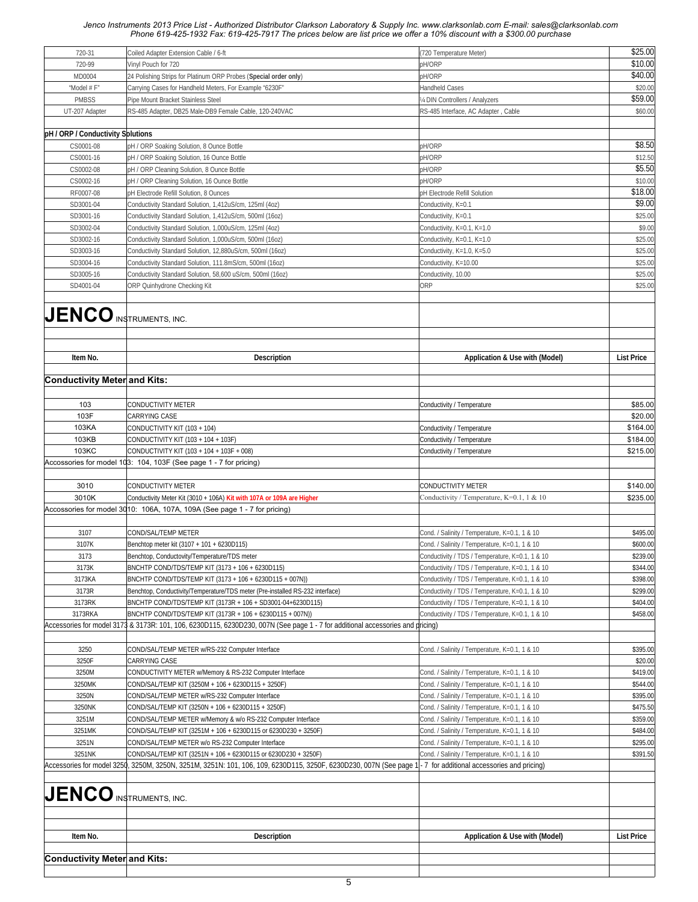*Jenco Instruments 2013 Price List - Authorized Distributor Clarkson Laboratory & Supply Inc. www.clarksonlab.com E-mail: sales@clarksonlab.com Phone 619-425-1932 Fax: 619-425-7917 The prices below are list price we offer a 10% discount with a $300.00 purchase*

| | | | |
|---|---|---|---|
| 720-31 | Coiled Adapter Extension Cable / 6-ft | (720 Temperature Meter) | $25.00 |
| 720-99 | Vinyl Pouch for 720 | pH/ORP | $10.00 |
| MD0004 | 24 Polishing Strips for Platinum ORP Probes (**Special order only**) | pH/ORP | $40.00 |
| "Model # F" | Carrying Cases for Handheld Meters, For Example "6230F" | Handheld Cases | $20.00 |
| PMBSS | Pipe Mount Bracket Stainless Steel | ¼ DIN Controllers / Analyzers | $59.00 |
| UT-207 Adapter | RS-485 Adapter, DB25 Male-DB9 Female Cable, 120-240VAC | RS-485 Interface, AC Adapter , Cable | $60.00 |
| **pH / ORP / Conductivity Solutions** | | | |
| CS0001-08 | pH / ORP Soaking Solution, 8 Ounce Bottle | pH/ORP | $8.50 |
| CS0001-16 | pH / ORP Soaking Solution, 16 Ounce Bottle | pH/ORP | $12.50 |
| CS0002-08 | pH / ORP Cleaning Solution, 8 Ounce Bottle | pH/ORP | $5.50 |
| CS0002-16 | pH / ORP Cleaning Solution, 16 Ounce Bottle | pH/ORP | $10.00 |
| RF0007-08 | pH Electrode Refill Solution, 8 Ounces | pH Electrode Refill Solution | $18.00 |
| SD3001-04 | Conductivity Standard Solution, 1,412uS/cm, 125ml (4oz) | Conductivity, K=0.1 | $9.00 |
| SD3001-16 | Conductivity Standard Solution, 1,412uS/cm, 500ml (16oz) | Conductivity, K=0.1 | $25.00 |
| SD3002-04 | Conductivity Standard Solution, 1,000uS/cm, 125ml (4oz) | Conductivity, K=0.1, K=1.0 | $9.00 |
| SD3002-16 | Conductivity Standard Solution, 1,000uS/cm, 500ml (16oz) | Conductivity, K=0.1, K=1.0 | $25.00 |
| SD3003-16 | Conductivity Standard Solution, 12,880uS/cm, 500ml (16oz) | Conductivity, K=1.0, K=5.0 | $25.00 |
| SD3004-16 | Conductivity Standard Solution, 111.8mS/cm, 500ml (16oz) | Conductivity, K=10.00 | $25.00 |
| SD3005-16 | Conductivity Standard Solution, 58,600 uS/cm, 500ml (16oz) | Conductivity, 10.00 | $25.00 |
| SD4001-04 | ORP Quinhydrone Checking Kit | ORP | $25.00 |

## JENCO INSTRUMENTS, INC.

| Item No. | Description | Application & Use with (Model) | List Price |
|---|---|---|---|
| **Conductivity Meter and Kits:** | | | |
| 103 | CONDUCTIVITY METER | Conductivity / Temperature | $85.00 |
| 103F | CARRYING CASE | | $20.00 |
| 103KA | CONDUCTIVITY KIT (103 + 104) | Conductivity / Temperature | $164.00 |
| 103KB | CONDUCTIVITY KIT (103 + 104 + 103F) | Conductivity / Temperature | $184.00 |
| 103KC | CONDUCTIVITY KIT (103 + 104 + 103F + 008) | Conductivity / Temperature | $215.00 |
| Accessories for model 103: 104, 103F (See page 1 - 7 for pricing) | | | |
| 3010 | CONDUCTIVITY METER | CONDUCTIVITY METER | $140.00 |
| 3010K | Conductivity Meter Kit (3010 + 106A) **Kit with 107A or 109A are Higher** | Conductivity / Temperature, K=0.1, 1 & 10 | $235.00 |
| Accessories for model 3010: 106A, 107A, 109A (See page 1 - 7 for pricing) | | | |
| 3107 | COND/SAL/TEMP METER | Cond. / Salinity / Temperature, K=0.1, 1 & 10 | $495.00 |
| 3107K | Benchtop meter kit (3107 + 101 + 6230D115) | Cond. / Salinity / Temperature, K=0.1, 1 & 10 | $600.00 |
| 3173 | Benchtop, Conductovity/Temperature/TDS meter | Conductivity / TDS / Temperature, K=0.1, 1 & 10 | $239.00 |
| 3173K | BNCHTP COND/TDS/TEMP KIT (3173 + 106 + 6230D115) | Conductivity / TDS / Temperature, K=0.1, 1 & 10 | $344.00 |
| 3173KA | BNCHTP COND/TDS/TEMP KIT (3173 + 106 + 6230D115 + 007N)) | Conductivity / TDS / Temperature, K=0.1, 1 & 10 | $398.00 |
| 3173R | Benchtop, Conductivity/Temperature/TDS meter (Pre-installed RS-232 interface) | Conductivity / TDS / Temperature, K=0.1, 1 & 10 | $299.00 |
| 3173RK | BNCHTP COND/TDS/TEMP KIT (3173R + 106 + SD3001-04+6230D115) | Conductivity / TDS / Temperature, K=0.1, 1 & 10 | $404.00 |
| 3173RKA | BNCHTP COND/TDS/TEMP KIT (3173R + 106 + 6230D115 + 007N)) | Conductivity / TDS / Temperature, K=0.1, 1 & 10 | $458.00 |
| Accessories for model 3173 & 3173R: 101, 106, 6230D115, 6230D230, 007N (See page 1 - 7 for additional accessories and pricing) | | | |
| 3250 | COND/SAL/TEMP METER w/RS-232 Computer Interface | Cond. / Salinity / Temperature, K=0.1, 1 & 10 | $395.00 |
| 3250F | CARRYING CASE | | $20.00 |
| 3250M | CONDUCTIVITY METER w/Memory & RS-232 Computer Interface | Cond. / Salinity / Temperature, K=0.1, 1 & 10 | $419.00 |
| 3250MK | COND/SAL/TEMP KIT (3250M + 106 + 6230D115 + 3250F) | Cond. / Salinity / Temperature, K=0.1, 1 & 10 | $544.00 |
| 3250N | COND/SAL/TEMP METER w/RS-232 Computer Interface | Cond. / Salinity / Temperature, K=0.1, 1 & 10 | $395.00 |
| 3250NK | COND/SAL/TEMP KIT (3250N + 106 + 6230D115 + 3250F) | Cond. / Salinity / Temperature, K=0.1, 1 & 10 | $475.50 |
| 3251M | COND/SAL/TEMP METER w/Memory & w/o RS-232 Computer Interface | Cond. / Salinity / Temperature, K=0.1, 1 & 10 | $359.00 |
| 3251MK | COND/SAL/TEMP KIT (3251M + 106 + 6230D115 or 6230D230 + 3250F) | Cond. / Salinity / Temperature, K=0.1, 1 & 10 | $484.00 |
| 3251N | COND/SAL/TEMP METER w/o RS-232 Computer Interface | Cond. / Salinity / Temperature, K=0.1, 1 & 10 | $295.00 |
| 3251NK | COND/SAL/TEMP KIT (3251N + 106 + 6230D115 or 6230D230 + 3250F) | Cond. / Salinity / Temperature, K=0.1, 1 & 10 | $391.50 |
| Accessories for model 3250, 3250M, 3250N, 3251M, 3251N: 101, 106, 109, 6230D115, 3250F, 6230D230, 007N (See page 1 - 7 for additional accessories and pricing) | | | |

## JENCO INSTRUMENTS, INC.

| Item No. | Description | Application & Use with (Model) | List Price |
|---|---|---|---|
| **Conductivity Meter and Kits:** | | | |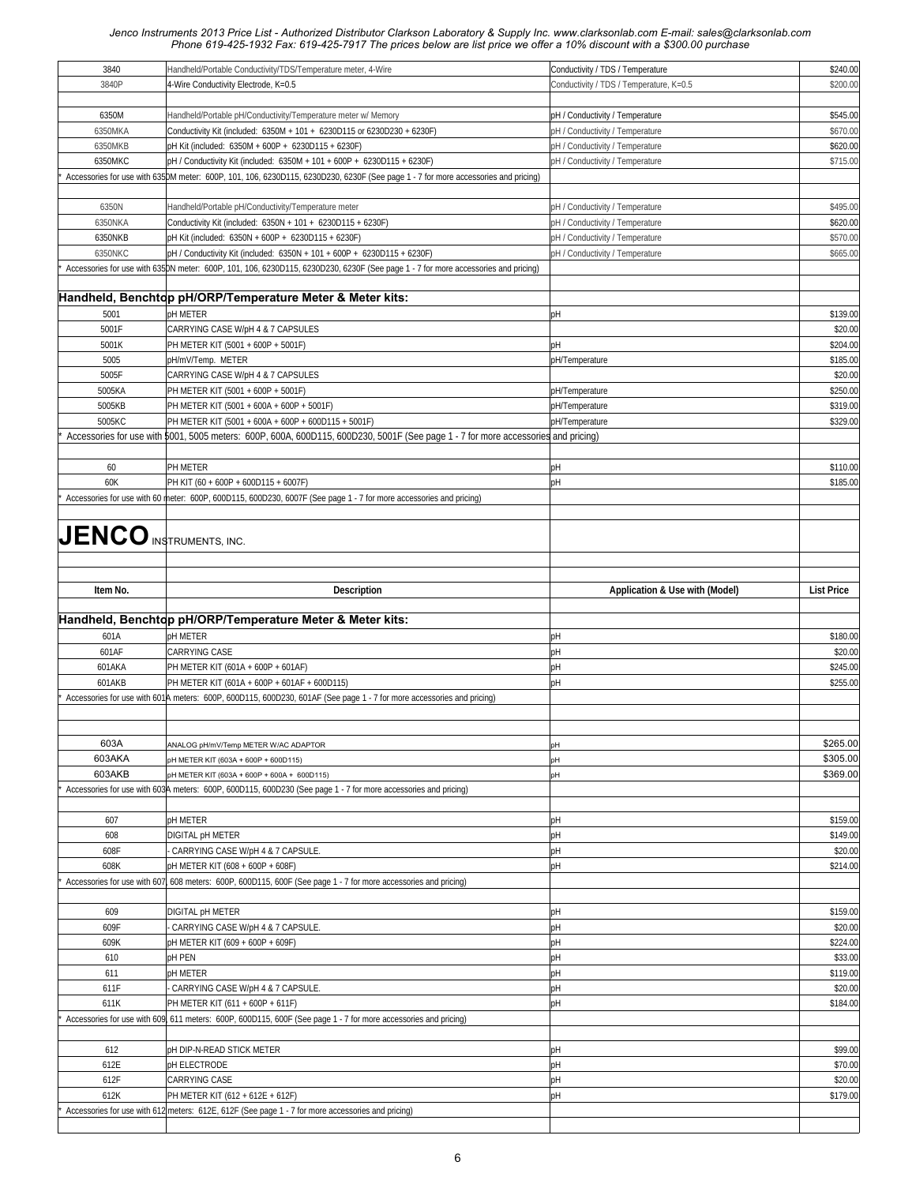Jenco Instruments 2013 Price List - Authorized Distributor Clarkson Laboratory & Supply Inc. www.clarksonlab.com E-mail: sales@clarksonlab.com Phone 619-425-1932 Fax: 619-425-7917 The prices below are list price we offer a 10% discount with a $300.00 purchase

| | | | |
|---|---|---|---|
| 3840 | Handheld/Portable Conductivity/TDS/Temperature meter, 4-Wire | Conductivity / TDS / Temperature | $240.00 |
| 3840P | 4-Wire Conductivity Electrode, K=0.5 | Conductivity / TDS / Temperature, K=0.5 | $200.00 |
| | | | |
| 6350M | Handheld/Portable pH/Conductivity/Temperature meter w/ Memory | pH / Conductivity / Temperature | $545.00 |
| 6350MKA | Conductivity Kit (included: 6350M + 101 + 6230D115 or 6230D230 + 6230F) | pH / Conductivity / Temperature | $670.00 |
| 6350MKB | pH Kit (included: 6350M + 600P + 6230D115 + 6230F) | pH / Conductivity / Temperature | $620.00 |
| 6350MKC | pH / Conductivity Kit (included: 6350M + 101 + 600P + 6230D115 + 6230F) | pH / Conductivity / Temperature | $715.00 |
| * Accessories for use with 6350M meter: 600P, 101, 106, 6230D115, 6230D230, 6230F (See page 1 - 7 for more accessories and pricing) | | | |
| | | | |
| 6350N | Handheld/Portable pH/Conductivity/Temperature meter | pH / Conductivity / Temperature | $495.00 |
| 6350NKA | Conductivity Kit (included: 6350N + 101 + 6230D115 + 6230F) | pH / Conductivity / Temperature | $620.00 |
| 6350NKB | pH Kit (included: 6350N + 600P + 6230D115 + 6230F) | pH / Conductivity / Temperature | $570.00 |
| 6350NKC | pH / Conductivity Kit (included: 6350N + 101 + 600P + 6230D115 + 6230F) | pH / Conductivity / Temperature | $665.00 |
| * Accessories for use with 6350N meter: 600P, 101, 106, 6230D115, 6230D230, 6230F (See page 1 - 7 for more accessories and pricing) | | | |
| | | | |
| **Handheld, Benchtop pH/ORP/Temperature Meter & Meter kits:** | | | |
| 5001 | pH METER | pH | $139.00 |
| 5001F | CARRYING CASE W/pH 4 & 7 CAPSULES | | $20.00 |
| 5001K | PH METER KIT (5001 + 600P + 5001F) | pH | $204.00 |
| 5005 | pH/mV/Temp. METER | pH/Temperature | $185.00 |
| 5005F | CARRYING CASE W/pH 4 & 7 CAPSULES | | $20.00 |
| 5005KA | PH METER KIT (5001 + 600P + 5001F) | pH/Temperature | $250.00 |
| 5005KB | PH METER KIT (5001 + 600A + 600P + 5001F) | pH/Temperature | $319.00 |
| 5005KC | PH METER KIT (5001 + 600A + 600P + 600D115 + 5001F) | pH/Temperature | $329.00 |
| * Accessories for use with 5001, 5005 meters: 600P, 600A, 600D115, 600D230, 5001F (See page 1 - 7 for more accessories and pricing) | | | |
| | | | |
| 60 | PH METER | pH | $110.00 |
| 60K | PH KIT (60 + 600P + 600D115 + 6007F) | pH | $185.00 |
| * Accessories for use with 60 meter: 600P, 600D115, 600D230, 6007F (See page 1 - 7 for more accessories and pricing) | | | |

**JENCO** INSTRUMENTS, INC.

| Item No. | Description | Application & Use with (Model) | List Price |
|---|---|---|---|
| **Handheld, Benchtop pH/ORP/Temperature Meter & Meter kits:** | | | |
| 601A | pH METER | pH | $180.00 |
| 601AF | CARRYING CASE | pH | $20.00 |
| 601AKA | PH METER KIT (601A + 600P + 601AF) | pH | $245.00 |
| 601AKB | PH METER KIT (601A + 600P + 601AF + 600D115) | pH | $255.00 |
| * Accessories for use with 601A meters: 600P, 600D115, 600D230, 601AF (See page 1 - 7 for more accessories and pricing) | | | |
| | | | |
| 603A | ANALOG pH/mV/Temp METER W/AC ADAPTOR | pH | $265.00 |
| 603AKA | pH METER KIT (603A + 600P + 600D115) | pH | $305.00 |
| 603AKB | pH METER KIT (603A + 600P + 600A + 600D115) | pH | $369.00 |
| * Accessories for use with 603A meters: 600P, 600D115, 600D230 (See page 1 - 7 for more accessories and pricing) | | | |
| | | | |
| 607 | pH METER | pH | $159.00 |
| 608 | DIGITAL pH METER | pH | $149.00 |
| 608F | - CARRYING CASE W/pH 4 & 7 CAPSULE. | pH | $20.00 |
| 608K | pH METER KIT (608 + 600P + 608F) | pH | $214.00 |
| * Accessories for use with 607, 608 meters: 600P, 600D115, 600F (See page 1 - 7 for more accessories and pricing) | | | |
| | | | |
| 609 | DIGITAL pH METER | pH | $159.00 |
| 609F | - CARRYING CASE W/pH 4 & 7 CAPSULE. | pH | $20.00 |
| 609K | pH METER KIT (609 + 600P + 609F) | pH | $224.00 |
| 610 | pH PEN | pH | $33.00 |
| 611 | pH METER | pH | $119.00 |
| 611F | - CARRYING CASE W/pH 4 & 7 CAPSULE. | pH | $20.00 |
| 611K | PH METER KIT (611 + 600P + 611F) | pH | $184.00 |
| * Accessories for use with 609, 611 meters: 600P, 600D115, 600F (See page 1 - 7 for more accessories and pricing) | | | |
| | | | |
| 612 | pH DIP-N-READ STICK METER | pH | $99.00 |
| 612E | pH ELECTRODE | pH | $70.00 |
| 612F | CARRYING CASE | pH | $20.00 |
| 612K | PH METER KIT (612 + 612E + 612F) | pH | $179.00 |
| * Accessories for use with 612 meters: 612E, 612F (See page 1 - 7 for more accessories and pricing) | | | |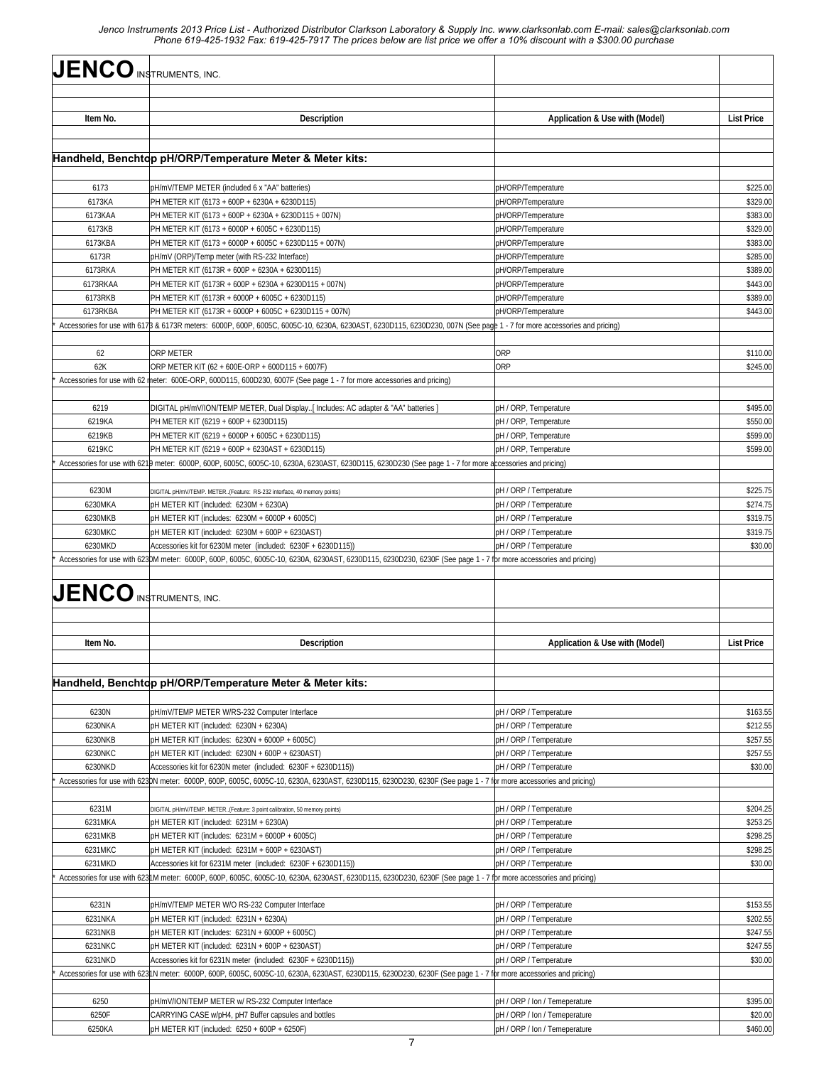Jenco Instruments 2013 Price List - Authorized Distributor Clarkson Laboratory & Supply Inc. www.clarksonlab.com E-mail: sales@clarksonlab.com
Phone 619-425-1932 Fax: 619-425-7917 The prices below are list price we offer a 10% discount with a $300.00 purchase

# JENCO INSTRUMENTS, INC.

| Item No. | Description | Application & Use with (Model) | List Price |
|---|---|---|---|
| **Handheld, Benchtop pH/ORP/Temperature Meter & Meter kits:** | | | |
| 6173 | pH/mV/TEMP METER (included 6 x "AA" batteries) | pH/ORP/Temperature | $225.00 |
| 6173KA | PH METER KIT (6173 + 600P + 6230A + 6230D115) | pH/ORP/Temperature | $329.00 |
| 6173KAA | PH METER KIT (6173 + 600P + 6230A + 6230D115 + 007N) | pH/ORP/Temperature | $383.00 |
| 6173KB | PH METER KIT (6173 + 6000P + 6005C + 6230D115) | pH/ORP/Temperature | $329.00 |
| 6173KBA | PH METER KIT (6173 + 6000P + 6005C + 6230D115 + 007N) | pH/ORP/Temperature | $383.00 |
| 6173R | pH/mV (ORP)/Temp meter (with RS-232 Interface) | pH/ORP/Temperature | $285.00 |
| 6173RKA | PH METER KIT (6173R + 600P + 6230A + 6230D115) | pH/ORP/Temperature | $389.00 |
| 6173RKAA | PH METER KIT (6173R + 600P + 6230A + 6230D115 + 007N) | pH/ORP/Temperature | $443.00 |
| 6173RKB | PH METER KIT (6173R + 6000P + 6005C + 6230D115) | pH/ORP/Temperature | $389.00 |
| 6173RKBA | PH METER KIT (6173R + 6000P + 6005C + 6230D115 + 007N) | pH/ORP/Temperature | $443.00 |
| * Accessories for use with 6173 & 6173R meters: 6000P, 600P, 6005C, 6005C-10, 6230A, 6230AST, 6230D115, 6230D230, 007N (See page 1 - 7 for more accessories and pricing) | | | |
| 62 | ORP METER | ORP | $110.00 |
| 62K | ORP METER KIT (62 + 600E-ORP + 600D115 + 6007F) | ORP | $245.00 |
| * Accessories for use with 62 meter: 600E-ORP, 600D115, 600D230, 6007F (See page 1 - 7 for more accessories and pricing) | | | |
| 6219 | DIGITAL pH/mV/ION/TEMP METER, Dual Display..[ Includes: AC adapter & "AA" batteries ] | pH / ORP, Temperature | $495.00 |
| 6219KA | PH METER KIT (6219 + 600P + 6230D115) | pH / ORP, Temperature | $550.00 |
| 6219KB | PH METER KIT (6219 + 6000P + 6005C + 6230D115) | pH / ORP, Temperature | $599.00 |
| 6219KC | PH METER KIT (6219 + 600P + 6230AST + 6230D115) | pH / ORP, Temperature | $599.00 |
| * Accessories for use with 6219 meter: 6000P, 600P, 6005C, 6005C-10, 6230A, 6230AST, 6230D115, 6230D230 (See page 1 - 7 for more accessories and pricing) | | | |
| 6230M | DIGITAL pH/mV/TEMP. METER..(Feature: RS-232 interface, 40 memory points) | pH / ORP / Temperature | $225.75 |
| 6230MKA | pH METER KIT (included: 6230M + 6230A) | pH / ORP / Temperature | $274.75 |
| 6230MKB | pH METER KIT (includes: 6230M + 6000P + 6005C) | pH / ORP / Temperature | $319.75 |
| 6230MKC | pH METER KIT (included: 6230M + 600P + 6230AST) | pH / ORP / Temperature | $319.75 |
| 6230MKD | Accessories kit for 6230M meter (included: 6230F + 6230D115)) | pH / ORP / Temperature | $30.00 |
| * Accessories for use with 6230M meter: 6000P, 600P, 6005C, 6005C-10, 6230A, 6230AST, 6230D115, 6230D230, 6230F (See page 1 - 7 for more accessories and pricing) | | | |

# JENCO INSTRUMENTS, INC.

| Item No. | Description | Application & Use with (Model) | List Price |
|---|---|---|---|
| **Handheld, Benchtop pH/ORP/Temperature Meter & Meter kits:** | | | |
| 6230N | pH/mV/TEMP METER W/RS-232 Computer Interface | pH / ORP / Temperature | $163.55 |
| 6230NKA | pH METER KIT (included: 6230N + 6230A) | pH / ORP / Temperature | $212.55 |
| 6230NKB | pH METER KIT (includes: 6230N + 6000P + 6005C) | pH / ORP / Temperature | $257.55 |
| 6230NKC | pH METER KIT (included: 6230N + 600P + 6230AST) | pH / ORP / Temperature | $257.55 |
| 6230NKD | Accessories kit for 6230N meter (included: 6230F + 6230D115)) | pH / ORP / Temperature | $30.00 |
| * Accessories for use with 6230N meter: 6000P, 600P, 6005C, 6005C-10, 6230A, 6230AST, 6230D115, 6230D230, 6230F (See page 1 - 7 for more accessories and pricing) | | | |
| 6231M | DIGITAL pH/mV/TEMP. METER..(Feature: 3 point calibration, 50 memory points) | pH / ORP / Temperature | $204.25 |
| 6231MKA | pH METER KIT (included: 6231M + 6230A) | pH / ORP / Temperature | $253.25 |
| 6231MKB | pH METER KIT (includes: 6231M + 6000P + 6005C) | pH / ORP / Temperature | $298.25 |
| 6231MKC | pH METER KIT (included: 6231M + 600P + 6230AST) | pH / ORP / Temperature | $298.25 |
| 6231MKD | Accessories kit for 6231M meter (included: 6230F + 6230D115)) | pH / ORP / Temperature | $30.00 |
| * Accessories for use with 6231M meter: 6000P, 600P, 6005C, 6005C-10, 6230A, 6230AST, 6230D115, 6230D230, 6230F (See page 1 - 7 for more accessories and pricing) | | | |
| 6231N | pH/mV/TEMP METER W/O RS-232 Computer Interface | pH / ORP / Temperature | $153.55 |
| 6231NKA | pH METER KIT (included: 6231N + 6230A) | pH / ORP / Temperature | $202.55 |
| 6231NKB | pH METER KIT (includes: 6231N + 6000P + 6005C) | pH / ORP / Temperature | $247.55 |
| 6231NKC | pH METER KIT (included: 6231N + 600P + 6230AST) | pH / ORP / Temperature | $247.55 |
| 6231NKD | Accessories kit for 6231N meter (included: 6230F + 6230D115)) | pH / ORP / Temperature | $30.00 |
| * Accessories for use with 6231N meter: 6000P, 600P, 6005C, 6005C-10, 6230A, 6230AST, 6230D115, 6230D230, 6230F (See page 1 - 7 for more accessories and pricing) | | | |
| 6250 | pH/mV/ION/TEMP METER w/ RS-232 Computer Interface | pH / ORP / Ion / Temeperature | $395.00 |
| 6250F | CARRYING CASE w/pH4, pH7 Buffer capsules and bottles | pH / ORP / Ion / Temeperature | $20.00 |
| 6250KA | pH METER KIT (included: 6250 + 600P + 6250F) | pH / ORP / Ion / Temeperature | $460.00 |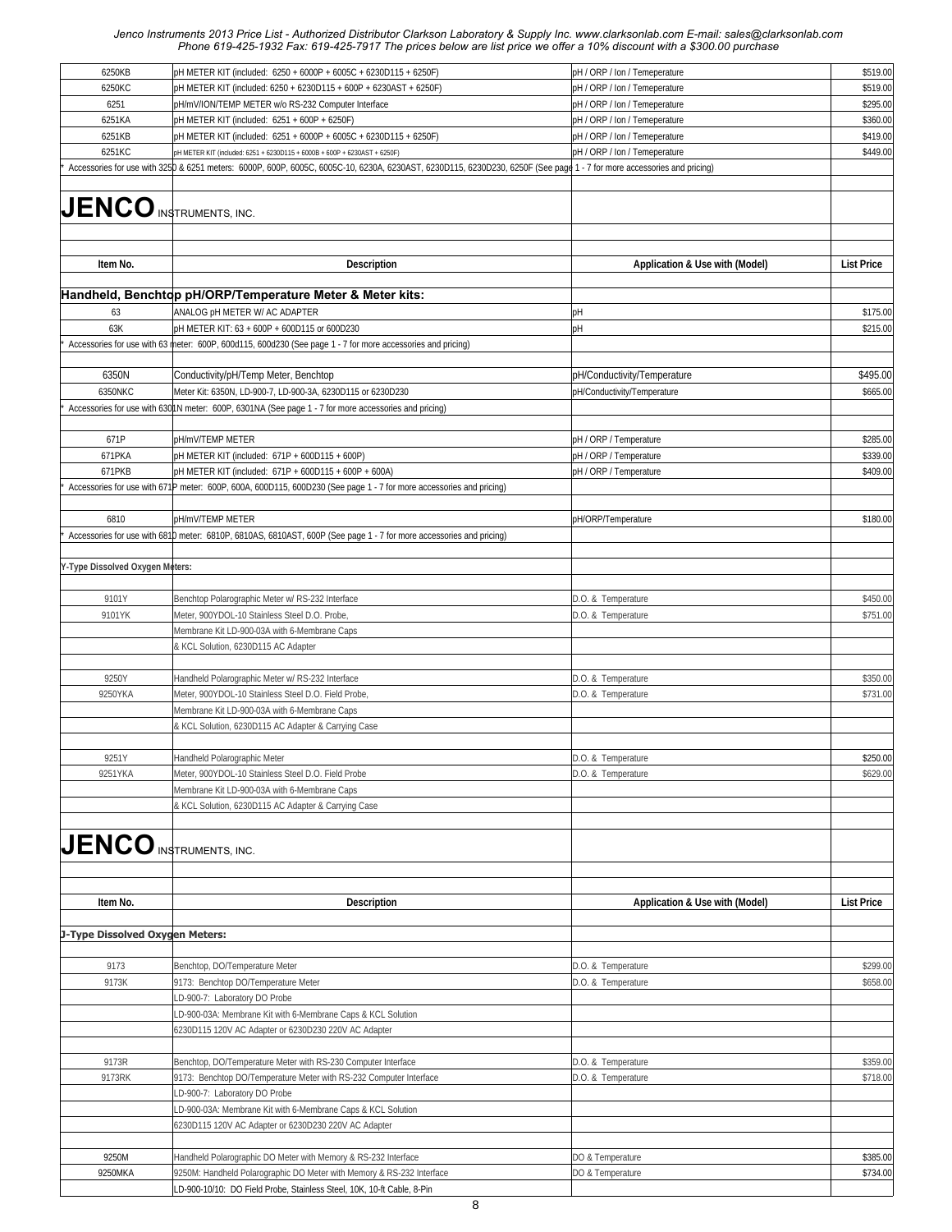| | | | |
|---|---|---|---|
| 6250KB | pH METER KIT (included: 6250 + 6000P + 6005C + 6230D115 + 6250F) | pH / ORP / Ion / Temeperature | $519.00 |
| 6250KC | pH METER KIT (included: 6250 + 6230D115 + 600P + 6230AST + 6250F) | pH / ORP / Ion / Temeperature | $519.00 |
| 6251 | pH/mV/ION/TEMP METER w/o RS-232 Computer Interface | pH / ORP / Ion / Temeperature | $295.00 |
| 6251KA | pH METER KIT (included: 6251 + 600P + 6250F) | pH / ORP / Ion / Temeperature | $360.00 |
| 6251KB | pH METER KIT (included: 6251 + 6000P + 6005C + 6230D115 + 6250F) | pH / ORP / Ion / Temeperature | $419.00 |
| 6251KC | pH METER KIT (included: 6251 + 6230D115 + 6000B + 600P + 6230AST + 6250F) | pH / ORP / Ion / Temeperature | $449.00 |
| * Accessories for use with 3250 & 6251 meters: 6000P, 600P, 6005C, 6005C-10, 6230A, 6230AST, 6230D115, 6230D230, 6250F (See page 1 - 7 for more accessories and pricing) | | | |

# JENCO INSTRUMENTS, INC.

| Item No. | Description | Application & Use with (Model) | List Price |
|---|---|---|---|
| **Handheld, Benchtop pH/ORP/Temperature Meter & Meter kits:** | | | |
| 63 | ANALOG pH METER W/ AC ADAPTER | pH | $175.00 |
| 63K | pH METER KIT: 63 + 600P + 600D115 or 600D230 | pH | $215.00 |
| * Accessories for use with 63 meter: 600P, 600d115, 600d230 (See page 1 - 7 for more accessories and pricing) | | | |
| 6350N | Conductivity/pH/Temp Meter, Benchtop | pH/Conductivity/Temperature | $495.00 |
| 6350NKC | Meter Kit: 6350N, LD-900-7, LD-900-3A, 6230D115 or 6230D230 | pH/Conductivity/Temperature | $665.00 |
| * Accessories for use with 6301N meter: 600P, 6301NA (See page 1 - 7 for more accessories and pricing) | | | |
| 671P | pH/mV/TEMP METER | pH / ORP / Temperature | $285.00 |
| 671PKA | pH METER KIT (included: 671P + 600D115 + 600P) | pH / ORP / Temperature | $339.00 |
| 671PKB | pH METER KIT (included: 671P + 600D115 + 600P + 600A) | pH / ORP / Temperature | $409.00 |
| * Accessories for use with 671P meter: 600P, 600A, 600D115, 600D230 (See page 1 - 7 for more accessories and pricing) | | | |
| 6810 | pH/mV/TEMP METER | pH/ORP/Temperature | $180.00 |
| * Accessories for use with 6810 meter: 6810P, 6810AS, 6810AST, 600P (See page 1 - 7 for more accessories and pricing) | | | |
| **Y-Type Dissolved Oxygen Meters:** | | | |
| 9101Y | Benchtop Polarographic Meter w/ RS-232 Interface | D.O. & Temperature | $450.00 |
| 9101YK | Meter, 900YDOL-10 Stainless Steel D.O. Probe, | D.O. & Temperature | $751.00 |
| | Membrane Kit LD-900-03A with 6-Membrane Caps | | |
| | & KCL Solution, 6230D115 AC Adapter | | |
| 9250Y | Handheld Polarographic Meter w/ RS-232 Interface | D.O. & Temperature | $350.00 |
| 9250YKA | Meter, 900YDOL-10 Stainless Steel D.O. Field Probe, | D.O. & Temperature | $731.00 |
| | Membrane Kit LD-900-03A with 6-Membrane Caps | | |
| | & KCL Solution, 6230D115 AC Adapter & Carrying Case | | |
| 9251Y | Handheld Polarographic Meter | D.O. & Temperature | $250.00 |
| 9251YKA | Meter, 900YDOL-10 Stainless Steel D.O. Field Probe | D.O. & Temperature | $629.00 |
| | Membrane Kit LD-900-03A with 6-Membrane Caps | | |
| | & KCL Solution, 6230D115 AC Adapter & Carrying Case | | |

# JENCO INSTRUMENTS, INC.

| Item No. | Description | Application & Use with (Model) | List Price |
|---|---|---|---|
| **J-Type Dissolved Oxygen Meters:** | | | |
| 9173 | Benchtop, DO/Temperature Meter | D.O. & Temperature | $299.00 |
| 9173K | 9173: Benchtop DO/Temperature Meter | D.O. & Temperature | $658.00 |
| | LD-900-7: Laboratory DO Probe | | |
| | LD-900-03A: Membrane Kit with 6-Membrane Caps & KCL Solution | | |
| | 6230D115 120V AC Adapter or 6230D230 220V AC Adapter | | |
| 9173R | Benchtop, DO/Temperature Meter with RS-230 Computer Interface | D.O. & Temperature | $359.00 |
| 9173RK | 9173: Benchtop DO/Temperature Meter with RS-232 Computer Interface | D.O. & Temperature | $718.00 |
| | LD-900-7: Laboratory DO Probe | | |
| | LD-900-03A: Membrane Kit with 6-Membrane Caps & KCL Solution | | |
| | 6230D115 120V AC Adapter or 6230D230 220V AC Adapter | | |
| 9250M | Handheld Polarographic DO Meter with Memory & RS-232 Interface | DO & Temperature | $385.00 |
| 9250MKA | 9250M: Handheld Polarographic DO Meter with Memory & RS-232 Interface | DO & Temperature | $734.00 |
| | LD-900-10/10: DO Field Probe, Stainless Steel, 10K, 10-ft Cable, 8-Pin | | |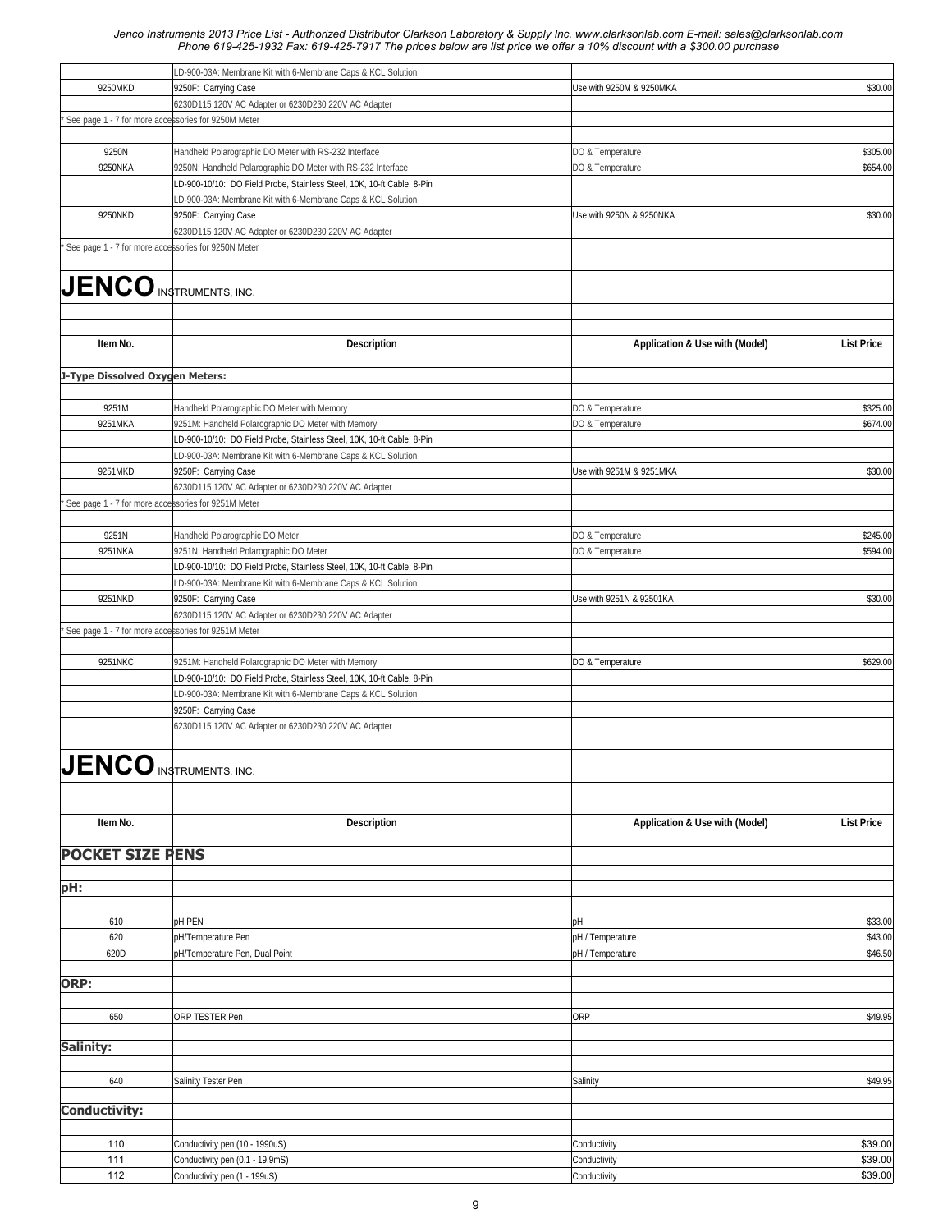| | | | |
|---|---|---|---|
| | LD-900-03A: Membrane Kit with 6-Membrane Caps & KCL Solution | | |
| 9250MKD | 9250F: Carrying Case | Use with 9250M & 9250MKA | $30.00 |
| | 6230D115 120V AC Adapter or 6230D230 220V AC Adapter | | |
| * See page 1 - 7 for more accessories for 9250M Meter | | | |
| | | | |
| 9250N | Handheld Polarographic DO Meter with RS-232 Interface | DO & Temperature | $305.00 |
| 9250NKA | 9250N: Handheld Polarographic DO Meter with RS-232 Interface | DO & Temperature | $654.00 |
| | LD-900-10/10: DO Field Probe, Stainless Steel, 10K, 10-ft Cable, 8-Pin | | |
| | LD-900-03A: Membrane Kit with 6-Membrane Caps & KCL Solution | | |
| 9250NKD | 9250F: Carrying Case | Use with 9250N & 9250NKA | $30.00 |
| | 6230D115 120V AC Adapter or 6230D230 220V AC Adapter | | |
| * See page 1 - 7 for more accessories for 9250N Meter | | | |

**JENCO** INSTRUMENTS, INC.

| Item No. | Description | Application & Use with (Model) | List Price |
|---|---|---|---|
| **J-Type Dissolved Oxygen Meters:** | | | |
| 9251M | Handheld Polarographic DO Meter with Memory | DO & Temperature | $325.00 |
| 9251MKA | 9251M: Handheld Polarographic DO Meter with Memory | DO & Temperature | $674.00 |
| | LD-900-10/10: DO Field Probe, Stainless Steel, 10K, 10-ft Cable, 8-Pin | | |
| | LD-900-03A: Membrane Kit with 6-Membrane Caps & KCL Solution | | |
| 9251MKD | 9250F: Carrying Case | Use with 9251M & 9251MKA | $30.00 |
| | 6230D115 120V AC Adapter or 6230D230 220V AC Adapter | | |
| * See page 1 - 7 for more accessories for 9251M Meter | | | |
| | | | |
| 9251N | Handheld Polarographic DO Meter | DO & Temperature | $245.00 |
| 9251NKA | 9251N: Handheld Polarographic DO Meter | DO & Temperature | $594.00 |
| | LD-900-10/10: DO Field Probe, Stainless Steel, 10K, 10-ft Cable, 8-Pin | | |
| | LD-900-03A: Membrane Kit with 6-Membrane Caps & KCL Solution | | |
| 9251NKD | 9250F: Carrying Case | Use with 9251N & 92501KA | $30.00 |
| | 6230D115 120V AC Adapter or 6230D230 220V AC Adapter | | |
| * See page 1 - 7 for more accessories for 9251M Meter | | | |
| | | | |
| 9251NKC | 9251M: Handheld Polarographic DO Meter with Memory | DO & Temperature | $629.00 |
| | LD-900-10/10: DO Field Probe, Stainless Steel, 10K, 10-ft Cable, 8-Pin | | |
| | LD-900-03A: Membrane Kit with 6-Membrane Caps & KCL Solution | | |
| | 9250F: Carrying Case | | |
| | 6230D115 120V AC Adapter or 6230D230 220V AC Adapter | | |

**JENCO** INSTRUMENTS, INC.

| Item No. | Description | Application & Use with (Model) | List Price |
|---|---|---|---|
| **POCKET SIZE PENS** | | | |
| **pH:** | | | |
| 610 | pH PEN | pH | $33.00 |
| 620 | pH/Temperature Pen | pH / Temperature | $43.00 |
| 620D | pH/Temperature Pen, Dual Point | pH / Temperature | $46.50 |
| **ORP:** | | | |
| 650 | ORP TESTER Pen | ORP | $49.95 |
| **Salinity:** | | | |
| 640 | Salinity Tester Pen | Salinity | $49.95 |
| **Conductivity:** | | | |
| 110 | Conductivity pen (10 - 1990uS) | Conductivity | $39.00 |
| 111 | Conductivity pen (0.1 - 19.9mS) | Conductivity | $39.00 |
| 112 | Conductivity pen (1 - 199uS) | Conductivity | $39.00 |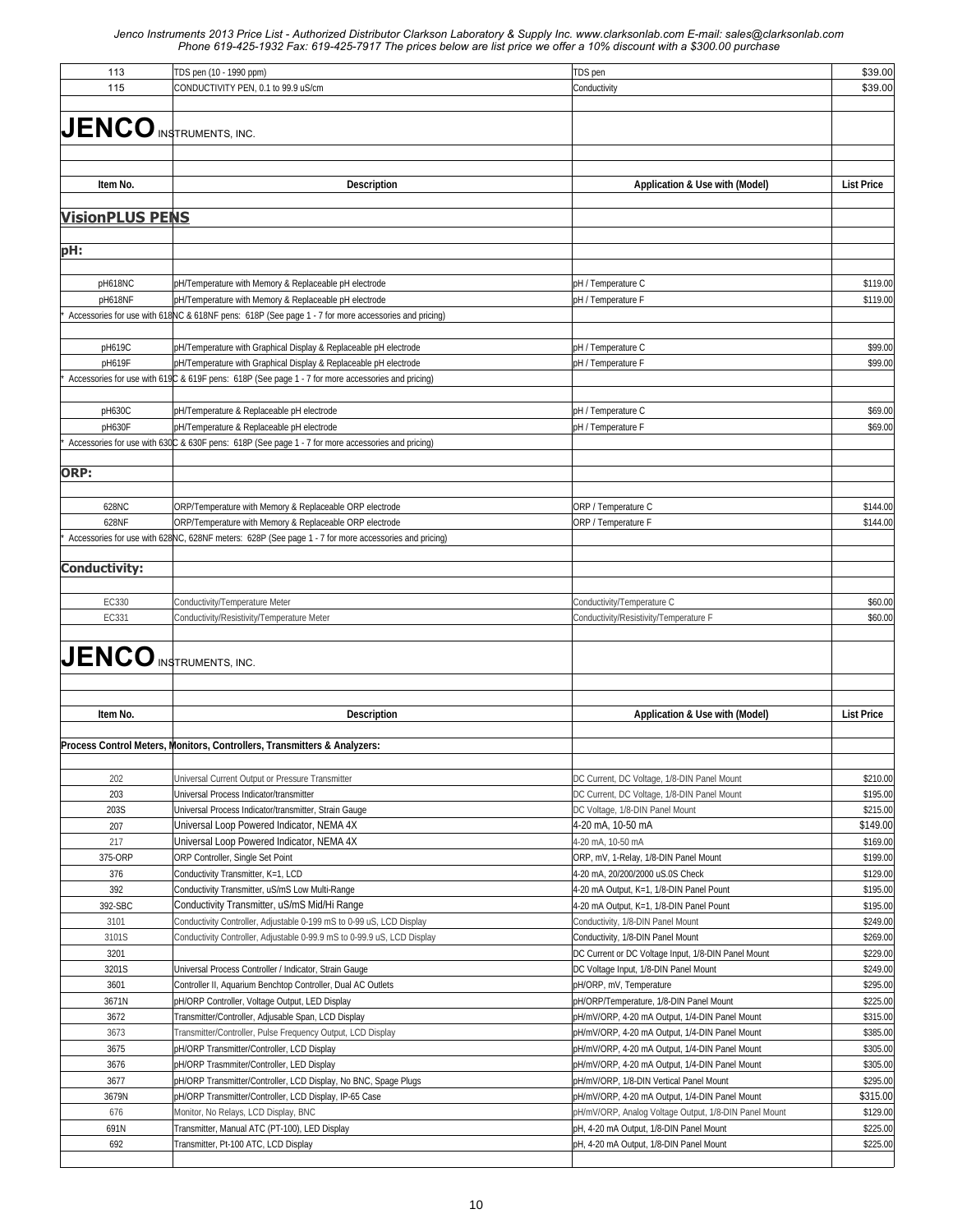| 113 | TDS pen (10 - 1990 ppm) | TDS pen | $39.00 |
|---|---|---|---|
| 115 | CONDUCTIVITY PEN, 0.1 to 99.9 uS/cm | Conductivity | $39.00 |

# JENCO INSTRUMENTS, INC.

| Item No. | Description | Application & Use with (Model) | List Price |
|---|---|---|---|
| **VisionPLUS PENS** | | | |
| **pH:** | | | |
| pH618NC | pH/Temperature with Memory & Replaceable pH electrode | pH / Temperature C | $119.00 |
| pH618NF | pH/Temperature with Memory & Replaceable pH electrode | pH / Temperature F | $119.00 |
| * Accessories for use with 618NC & 618NF pens: 618P (See page 1 - 7 for more accessories and pricing) | | | |
| pH619C | pH/Temperature with Graphical Display & Replaceable pH electrode | pH / Temperature C | $99.00 |
| pH619F | pH/Temperature with Graphical Display & Replaceable pH electrode | pH / Temperature F | $99.00 |
| * Accessories for use with 619C & 619F pens: 618P (See page 1 - 7 for more accessories and pricing) | | | |
| pH630C | pH/Temperature & Replaceable pH electrode | pH / Temperature C | $69.00 |
| pH630F | pH/Temperature & Replaceable pH electrode | pH / Temperature F | $69.00 |
| * Accessories for use with 630C & 630F pens: 618P (See page 1 - 7 for more accessories and pricing) | | | |
| **ORP:** | | | |
| 628NC | ORP/Temperature with Memory & Replaceable ORP electrode | ORP / Temperature C | $144.00 |
| 628NF | ORP/Temperature with Memory & Replaceable ORP electrode | ORP / Temperature F | $144.00 |
| * Accessories for use with 628NC, 628NF meters: 628P (See page 1 - 7 for more accessories and pricing) | | | |
| **Conductivity:** | | | |
| EC330 | Conductivity/Temperature Meter | Conductivity/Temperature C | $60.00 |
| EC331 | Conductivity/Resistivity/Temperature Meter | Conductivity/Resistivity/Temperature F | $60.00 |

# JENCO INSTRUMENTS, INC.

| Item No. | Description | Application & Use with (Model) | List Price |
|---|---|---|---|
| **Process Control Meters, Monitors, Controllers, Transmitters & Analyzers:** | | | |
| 202 | Universal Current Output or Pressure Transmitter | DC Current, DC Voltage, 1/8-DIN Panel Mount | $210.00 |
| 203 | Universal Process Indicator/transmitter | DC Current, DC Voltage, 1/8-DIN Panel Mount | $195.00 |
| 203S | Universal Process Indicator/transmitter, Strain Gauge | DC Voltage, 1/8-DIN Panel Mount | $215.00 |
| 207 | Universal Loop Powered Indicator, NEMA 4X | 4-20 mA, 10-50 mA | $149.00 |
| 217 | Universal Loop Powered Indicator, NEMA 4X | 4-20 mA, 10-50 mA | $169.00 |
| 375-ORP | ORP Controller, Single Set Point | ORP, mV, 1-Relay, 1/8-DIN Panel Mount | $199.00 |
| 376 | Conductivity Transmitter, K=1, LCD | 4-20 mA, 20/200/2000 uS.0S Check | $129.00 |
| 392 | Conductivity Transmitter, uS/mS Low Multi-Range | 4-20 mA Output, K=1, 1/8-DIN Panel Pount | $195.00 |
| 392-SBC | Conductivity Transmitter, uS/mS Mid/Hi Range | 4-20 mA Output, K=1, 1/8-DIN Panel Pount | $195.00 |
| 3101 | Conductivity Controller, Adjustable 0-199 mS to 0-99 uS, LCD Display | Conductivity, 1/8-DIN Panel Mount | $249.00 |
| 3101S | Conductivity Controller, Adjustable 0-99.9 mS to 0-99.9 uS, LCD Display | Conductivity, 1/8-DIN Panel Mount | $269.00 |
| 3201 | | DC Current or DC Voltage Input, 1/8-DIN Panel Mount | $229.00 |
| 3201S | Universal Process Controller / Indicator, Strain Gauge | DC Voltage Input, 1/8-DIN Panel Mount | $249.00 |
| 3601 | Controller II, Aquarium Benchtop Controller, Dual AC Outlets | pH/ORP, mV, Temperature | $295.00 |
| 3671N | pH/ORP Controller, Voltage Output, LED Display | pH/ORP/Temperature, 1/8-DIN Panel Mount | $225.00 |
| 3672 | Transmitter/Controller, Adjusable Span, LCD Display | pH/mV/ORP, 4-20 mA Output, 1/4-DIN Panel Mount | $315.00 |
| 3673 | Transmitter/Controller, Pulse Frequency Output, LCD Display | pH/mV/ORP, 4-20 mA Output, 1/4-DIN Panel Mount | $385.00 |
| 3675 | pH/ORP Transmitter/Controller, LCD Display | pH/mV/ORP, 4-20 mA Output, 1/4-DIN Panel Mount | $305.00 |
| 3676 | pH/ORP Trasmmiter/Controller, LED Display | pH/mV/ORP, 4-20 mA Output, 1/4-DIN Panel Mount | $305.00 |
| 3677 | pH/ORP Transmitter/Controller, LCD Display, No BNC, Spage Plugs | pH/mV/ORP, 1/8-DIN Vertical Panel Mount | $295.00 |
| 3679N | pH/ORP Transmitter/Controller, LCD Display, IP-65 Case | pH/mV/ORP, 4-20 mA Output, 1/4-DIN Panel Mount | $315.00 |
| 676 | Monitor, No Relays, LCD Display, BNC | pH/mV/ORP, Analog Voltage Output, 1/8-DIN Panel Mount | $129.00 |
| 691N | Transmitter, Manual ATC (PT-100), LED Display | pH, 4-20 mA Output, 1/8-DIN Panel Mount | $225.00 |
| 692 | Transmitter, Pt-100 ATC, LCD Display | pH, 4-20 mA Output, 1/8-DIN Panel Mount | $225.00 |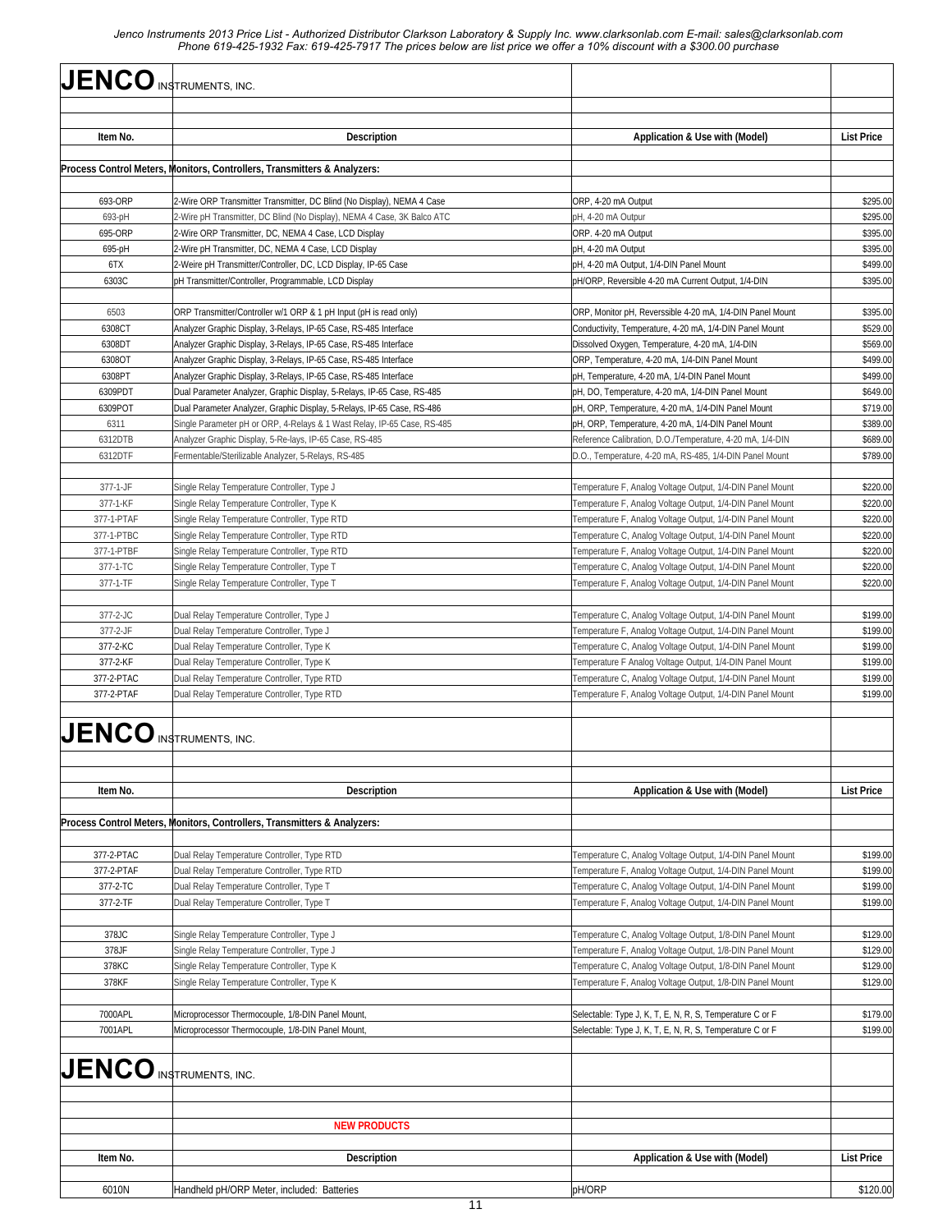Jenco Instruments 2013 Price List - Authorized Distributor Clarkson Laboratory & Supply Inc. www.clarksonlab.com E-mail: sales@clarksonlab.com
Phone 619-425-1932 Fax: 619-425-7917 The prices below are list price we offer a 10% discount with a $300.00 purchase

# JENCO INSTRUMENTS, INC.

| Item No. | Description | Application & Use with (Model) | List Price |
|---|---|---|---|
| **Process Control Meters, Monitors, Controllers, Transmitters & Analyzers:** | | | |
| 693-ORP | 2-Wire ORP Transmitter Transmitter, DC Blind (No Display), NEMA 4 Case | ORP, 4-20 mA Output | $295.00 |
| 693-pH | 2-Wire pH Transmitter, DC Blind (No Display), NEMA 4 Case, 3K Balco ATC | pH, 4-20 mA Outpur | $295.00 |
| 695-ORP | 2-Wire ORP Transmitter, DC, NEMA 4 Case, LCD Display | ORP. 4-20 mA Output | $395.00 |
| 695-pH | 2-Wire pH Transmitter, DC, NEMA 4 Case, LCD Display | pH, 4-20 mA Output | $395.00 |
| 6TX | 2-Weire pH Transmitter/Controller, DC, LCD Display, IP-65 Case | pH, 4-20 mA Output, 1/4-DIN Panel Mount | $499.00 |
| 6303C | pH Transmitter/Controller, Programmable, LCD Display | pH/ORP, Reversible 4-20 mA Current Output, 1/4-DIN | $395.00 |
| 6503 | ORP Transmitter/Controller w/1 ORP & 1 pH Input (pH is read only) | ORP, Monitor pH, Reverssible 4-20 mA, 1/4-DIN Panel Mount | $395.00 |
| 6308CT | Analyzer Graphic Display, 3-Relays, IP-65 Case, RS-485 Interface | Conductivity, Temperature, 4-20 mA, 1/4-DIN Panel Mount | $529.00 |
| 6308DT | Analyzer Graphic Display, 3-Relays, IP-65 Case, RS-485 Interface | Dissolved Oxygen, Temperature, 4-20 mA, 1/4-DIN | $569.00 |
| 6308OT | Analyzer Graphic Display, 3-Relays, IP-65 Case, RS-485 Interface | ORP, Temperature, 4-20 mA, 1/4-DIN Panel Mount | $499.00 |
| 6308PT | Analyzer Graphic Display, 3-Relays, IP-65 Case, RS-485 Interface | pH, Temperature, 4-20 mA, 1/4-DIN Panel Mount | $499.00 |
| 6309PDT | Dual Parameter Analyzer, Graphic Display, 5-Relays, IP-65 Case, RS-485 | pH, DO, Temperature, 4-20 mA, 1/4-DIN Panel Mount | $649.00 |
| 6309POT | Dual Parameter Analyzer, Graphic Display, 5-Relays, IP-65 Case, RS-486 | pH, ORP, Temperature, 4-20 mA, 1/4-DIN Panel Mount | $719.00 |
| 6311 | Single Parameter pH or ORP, 4-Relays & 1 Wast Relay, IP-65 Case, RS-485 | pH, ORP, Temperature, 4-20 mA, 1/4-DIN Panel Mount | $389.00 |
| 6312DTB | Analyzer Graphic Display, 5-Re-lays, IP-65 Case, RS-485 | Reference Calibration, D.O./Temperature, 4-20 mA, 1/4-DIN | $689.00 |
| 6312DTF | Fermentable/Sterilizable Analyzer, 5-Relays, RS-485 | D.O., Temperature, 4-20 mA, RS-485, 1/4-DIN Panel Mount | $789.00 |
| 377-1-JF | Single Relay Temperature Controller, Type J | Temperature F, Analog Voltage Output, 1/4-DIN Panel Mount | $220.00 |
| 377-1-KF | Single Relay Temperature Controller, Type K | Temperature F, Analog Voltage Output, 1/4-DIN Panel Mount | $220.00 |
| 377-1-PTAF | Single Relay Temperature Controller, Type RTD | Temperature F, Analog Voltage Output, 1/4-DIN Panel Mount | $220.00 |
| 377-1-PTBC | Single Relay Temperature Controller, Type RTD | Temperature C, Analog Voltage Output, 1/4-DIN Panel Mount | $220.00 |
| 377-1-PTBF | Single Relay Temperature Controller, Type RTD | Temperature F, Analog Voltage Output, 1/4-DIN Panel Mount | $220.00 |
| 377-1-TC | Single Relay Temperature Controller, Type T | Temperature C, Analog Voltage Output, 1/4-DIN Panel Mount | $220.00 |
| 377-1-TF | Single Relay Temperature Controller, Type T | Temperature F, Analog Voltage Output, 1/4-DIN Panel Mount | $220.00 |
| 377-2-JC | Dual Relay Temperature Controller, Type J | Temperature C, Analog Voltage Output, 1/4-DIN Panel Mount | $199.00 |
| 377-2-JF | Dual Relay Temperature Controller, Type J | Temperature F, Analog Voltage Output, 1/4-DIN Panel Mount | $199.00 |
| 377-2-KC | Dual Relay Temperature Controller, Type K | Temperature C, Analog Voltage Output, 1/4-DIN Panel Mount | $199.00 |
| 377-2-KF | Dual Relay Temperature Controller, Type K | Temperature F Analog Voltage Output, 1/4-DIN Panel Mount | $199.00 |
| 377-2-PTAC | Dual Relay Temperature Controller, Type RTD | Temperature C, Analog Voltage Output, 1/4-DIN Panel Mount | $199.00 |
| 377-2-PTAF | Dual Relay Temperature Controller, Type RTD | Temperature F, Analog Voltage Output, 1/4-DIN Panel Mount | $199.00 |

# JENCO INSTRUMENTS, INC.

| Item No. | Description | Application & Use with (Model) | List Price |
|---|---|---|---|
| **Process Control Meters, Monitors, Controllers, Transmitters & Analyzers:** | | | |
| 377-2-PTAC | Dual Relay Temperature Controller, Type RTD | Temperature C, Analog Voltage Output, 1/4-DIN Panel Mount | $199.00 |
| 377-2-PTAF | Dual Relay Temperature Controller, Type RTD | Temperature F, Analog Voltage Output, 1/4-DIN Panel Mount | $199.00 |
| 377-2-TC | Dual Relay Temperature Controller, Type T | Temperature C, Analog Voltage Output, 1/4-DIN Panel Mount | $199.00 |
| 377-2-TF | Dual Relay Temperature Controller, Type T | Temperature F, Analog Voltage Output, 1/4-DIN Panel Mount | $199.00 |
| 378JC | Single Relay Temperature Controller, Type J | Temperature C, Analog Voltage Output, 1/8-DIN Panel Mount | $129.00 |
| 378JF | Single Relay Temperature Controller, Type J | Temperature F, Analog Voltage Output, 1/8-DIN Panel Mount | $129.00 |
| 378KC | Single Relay Temperature Controller, Type K | Temperature C, Analog Voltage Output, 1/8-DIN Panel Mount | $129.00 |
| 378KF | Single Relay Temperature Controller, Type K | Temperature F, Analog Voltage Output, 1/8-DIN Panel Mount | $129.00 |
| 7000APL | Microprocessor Thermocouple, 1/8-DIN Panel Mount, | Selectable: Type J, K, T, E, N, R, S, Temperature C or F | $179.00 |
| 7001APL | Microprocessor Thermocouple, 1/8-DIN Panel Mount, | Selectable: Type J, K, T, E, N, R, S, Temperature C or F | $199.00 |

# JENCO INSTRUMENTS, INC.

**NEW PRODUCTS**

| Item No. | Description | Application & Use with (Model) | List Price |
|---|---|---|---|
| 6010N | Handheld pH/ORP Meter, included: Batteries | pH/ORP | $120.00 |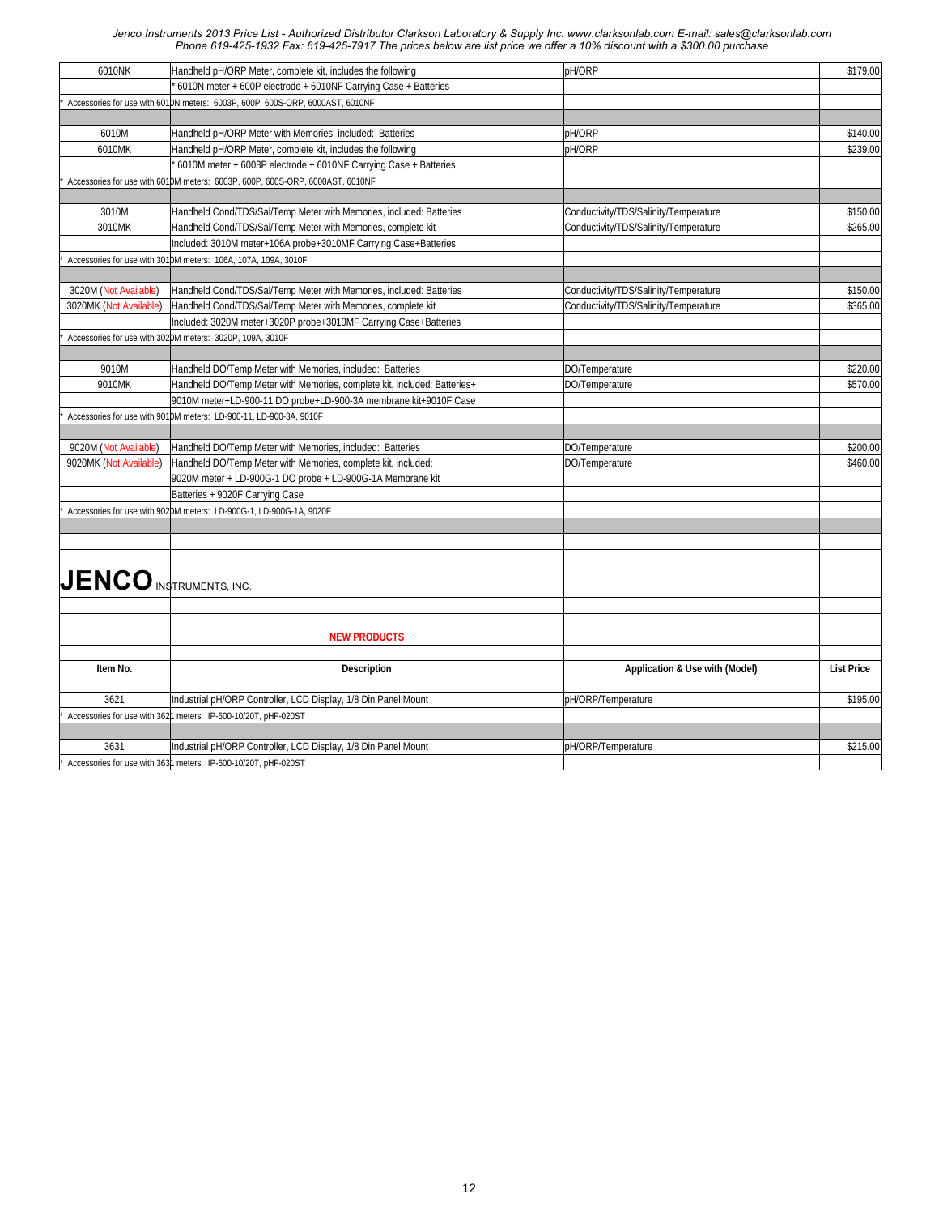| | | | |
|---|---|---|---|
| 6010NK | Handheld pH/ORP Meter, complete kit, includes the following | pH/ORP | $179.00 |
| | * 6010N meter + 600P electrode + 6010NF Carrying Case + Batteries | | |
| * Accessories for use with 6010N meters: 6003P, 600P, 600S-ORP, 6000AST, 6010NF | | | |
| | | | |
| 6010M | Handheld pH/ORP Meter with Memories, included: Batteries | pH/ORP | $140.00 |
| 6010MK | Handheld pH/ORP Meter, complete kit, includes the following | pH/ORP | $239.00 |
| | * 6010M meter + 6003P electrode + 6010NF Carrying Case + Batteries | | |
| * Accessories for use with 6010M meters: 6003P, 600P, 600S-ORP, 6000AST, 6010NF | | | |
| | | | |
| 3010M | Handheld Cond/TDS/Sal/Temp Meter with Memories, included: Batteries | Conductivity/TDS/Salinity/Temperature | $150.00 |
| 3010MK | Handheld Cond/TDS/Sal/Temp Meter with Memories, complete kit | Conductivity/TDS/Salinity/Temperature | $265.00 |
| | Included: 3010M meter+106A probe+3010MF Carrying Case+Batteries | | |
| * Accessories for use with 3010M meters: 106A, 107A, 109A, 3010F | | | |
| | | | |
| 3020M (Not Available) | Handheld Cond/TDS/Sal/Temp Meter with Memories, included: Batteries | Conductivity/TDS/Salinity/Temperature | $150.00 |
| 3020MK (Not Available) | Handheld Cond/TDS/Sal/Temp Meter with Memories, complete kit | Conductivity/TDS/Salinity/Temperature | $365.00 |
| | Included: 3020M meter+3020P probe+3010MF Carrying Case+Batteries | | |
| * Accessories for use with 3020M meters: 3020P, 109A, 3010F | | | |
| | | | |
| 9010M | Handheld DO/Temp Meter with Memories, included: Batteries | DO/Temperature | $220.00 |
| 9010MK | Handheld DO/Temp Meter with Memories, complete kit, included: Batteries+ | DO/Temperature | $570.00 |
| | 9010M meter+LD-900-11 DO probe+LD-900-3A membrane kit+9010F Case | | |
| * Accessories for use with 9010M meters: LD-900-11, LD-900-3A, 9010F | | | |
| | | | |
| 9020M (Not Available) | Handheld DO/Temp Meter with Memories, included: Batteries | DO/Temperature | $200.00 |
| 9020MK (Not Available) | Handheld DO/Temp Meter with Memories, complete kit, included: | DO/Temperature | $460.00 |
| | 9020M meter + LD-900G-1 DO probe + LD-900G-1A Membrane kit | | |
| | Batteries + 9020F Carrying Case | | |
| * Accessories for use with 9020M meters: LD-900G-1, LD-900G-1A, 9020F | | | |

**JENCO** INSTRUMENTS, INC.

**NEW PRODUCTS**

| Item No. | Description | Application & Use with (Model) | List Price |
|---|---|---|---|
| 3621 | Industrial pH/ORP Controller, LCD Display, 1/8 Din Panel Mount | pH/ORP/Temperature | $195.00 |
| * Accessories for use with 3621 meters: IP-600-10/20T, pHF-020ST | | | |
| | | | |
| 3631 | Industrial pH/ORP Controller, LCD Display, 1/8 Din Panel Mount | pH/ORP/Temperature | $215.00 |
| * Accessories for use with 3631 meters: IP-600-10/20T, pHF-020ST | | | |